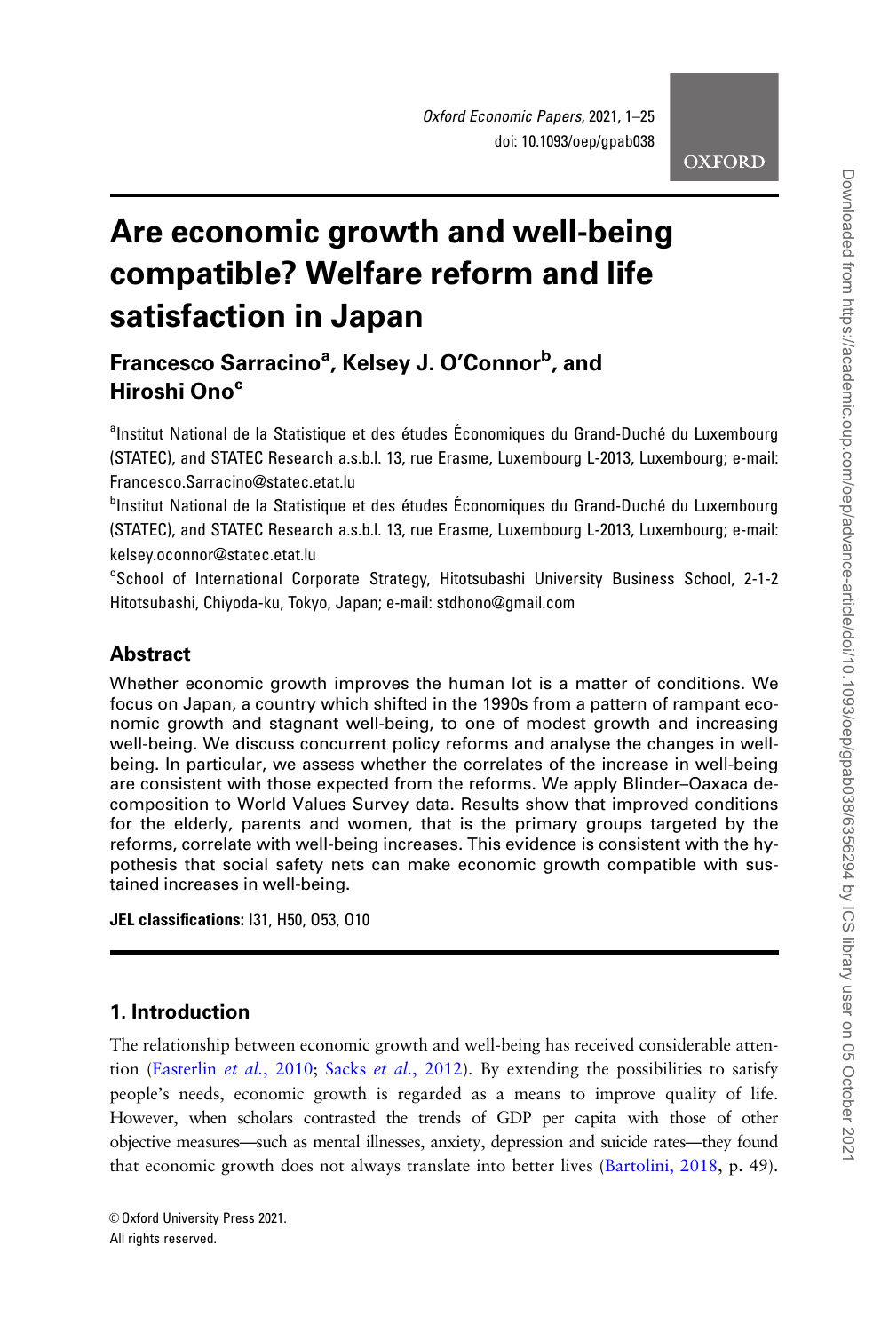# Are economic growth and well-being compatible? Welfare reform and life satisfaction in Japan

**Francesco Sarracino[a], Kelsey J. O'Connor[b], and Hiroshi Ono[c]**

[a]Institut National de la Statistique et des études Économiques du Grand-Duché du Luxembourg (STATEC), and STATEC Research a.s.b.l. 13, rue Erasme, Luxembourg L-2013, Luxembourg; e-mail: Francesco.Sarracino@statec.etat.lu

[b]Institut National de la Statistique et des études Économiques du Grand-Duché du Luxembourg (STATEC), and STATEC Research a.s.b.l. 13, rue Erasme, Luxembourg L-2013, Luxembourg; e-mail: kelsey.oconnor@statec.etat.lu

[c]School of International Corporate Strategy, Hitotsubashi University Business School, 2-1-2 Hitotsubashi, Chiyoda-ku, Tokyo, Japan; e-mail: stdhono@gmail.com

## Abstract

Whether economic growth improves the human lot is a matter of conditions. We focus on Japan, a country which shifted in the 1990s from a pattern of rampant economic growth and stagnant well-being, to one of modest growth and increasing well-being. We discuss concurrent policy reforms and analyse the changes in well-being. In particular, we assess whether the correlates of the increase in well-being are consistent with those expected from the reforms. We apply Blinder–Oaxaca decomposition to World Values Survey data. Results show that improved conditions for the elderly, parents and women, that is the primary groups targeted by the reforms, correlate with well-being increases. This evidence is consistent with the hypothesis that social safety nets can make economic growth compatible with sustained increases in well-being.

**JEL classifications:** I31, H50, O53, O10

## 1. Introduction

The relationship between economic growth and well-being has received considerable attention (Easterlin *et al.*, 2010; Sacks *et al.*, 2012). By extending the possibilities to satisfy people's needs, economic growth is regarded as a means to improve quality of life. However, when scholars contrasted the trends of GDP per capita with those of other objective measures—such as mental illnesses, anxiety, depression and suicide rates—they found that economic growth does not always translate into better lives (Bartolini, 2018, p. 49).

© Oxford University Press 2021.
All rights reserved.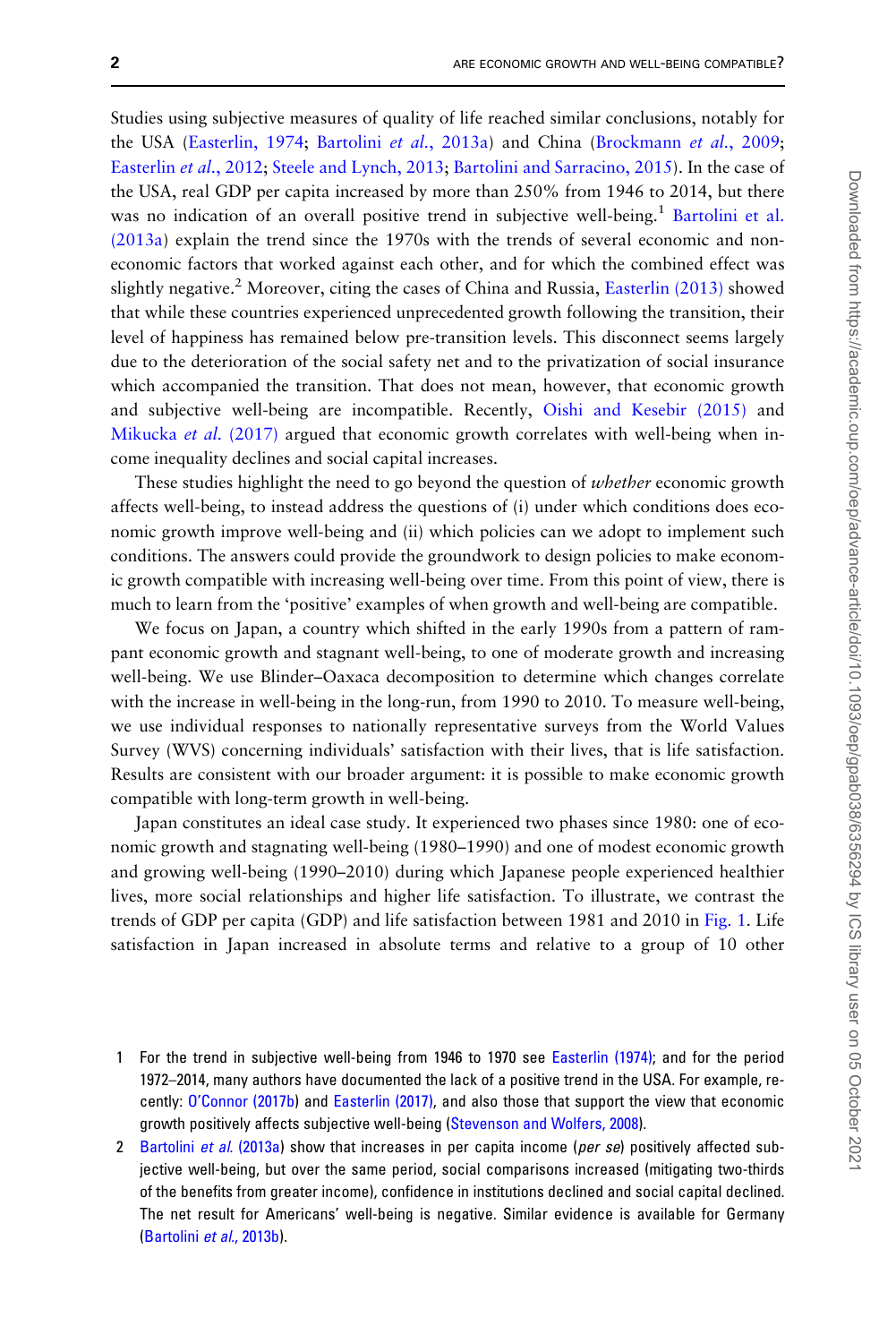Studies using subjective measures of quality of life reached similar conclusions, notably for the USA (Easterlin, 1974; Bartolini *et al.*, 2013a) and China (Brockmann *et al.*, 2009; Easterlin *et al.*, 2012; Steele and Lynch, 2013; Bartolini and Sarracino, 2015). In the case of the USA, real GDP per capita increased by more than 250% from 1946 to 2014, but there was no indication of an overall positive trend in subjective well-being.[1] Bartolini et al. (2013a) explain the trend since the 1970s with the trends of several economic and non-economic factors that worked against each other, and for which the combined effect was slightly negative.[2] Moreover, citing the cases of China and Russia, Easterlin (2013) showed that while these countries experienced unprecedented growth following the transition, their level of happiness has remained below pre-transition levels. This disconnect seems largely due to the deterioration of the social safety net and to the privatization of social insurance which accompanied the transition. That does not mean, however, that economic growth and subjective well-being are incompatible. Recently, Oishi and Kesebir (2015) and Mikucka *et al.* (2017) argued that economic growth correlates with well-being when income inequality declines and social capital increases.

These studies highlight the need to go beyond the question of *whether* economic growth affects well-being, to instead address the questions of (i) under which conditions does economic growth improve well-being and (ii) which policies can we adopt to implement such conditions. The answers could provide the groundwork to design policies to make economic growth compatible with increasing well-being over time. From this point of view, there is much to learn from the 'positive' examples of when growth and well-being are compatible.

We focus on Japan, a country which shifted in the early 1990s from a pattern of rampant economic growth and stagnant well-being, to one of moderate growth and increasing well-being. We use Blinder–Oaxaca decomposition to determine which changes correlate with the increase in well-being in the long-run, from 1990 to 2010. To measure well-being, we use individual responses to nationally representative surveys from the World Values Survey (WVS) concerning individuals' satisfaction with their lives, that is life satisfaction. Results are consistent with our broader argument: it is possible to make economic growth compatible with long-term growth in well-being.

Japan constitutes an ideal case study. It experienced two phases since 1980: one of economic growth and stagnating well-being (1980–1990) and one of modest economic growth and growing well-being (1990–2010) during which Japanese people experienced healthier lives, more social relationships and higher life satisfaction. To illustrate, we contrast the trends of GDP per capita (GDP) and life satisfaction between 1981 and 2010 in Fig. 1. Life satisfaction in Japan increased in absolute terms and relative to a group of 10 other

1 For the trend in subjective well-being from 1946 to 1970 see Easterlin (1974); and for the period 1972–2014, many authors have documented the lack of a positive trend in the USA. For example, recently: O'Connor (2017b) and Easterlin (2017), and also those that support the view that economic growth positively affects subjective well-being (Stevenson and Wolfers, 2008).

2 Bartolini *et al.* (2013a) show that increases in per capita income (*per se*) positively affected subjective well-being, but over the same period, social comparisons increased (mitigating two-thirds of the benefits from greater income), confidence in institutions declined and social capital declined. The net result for Americans' well-being is negative. Similar evidence is available for Germany (Bartolini *et al.*, 2013b).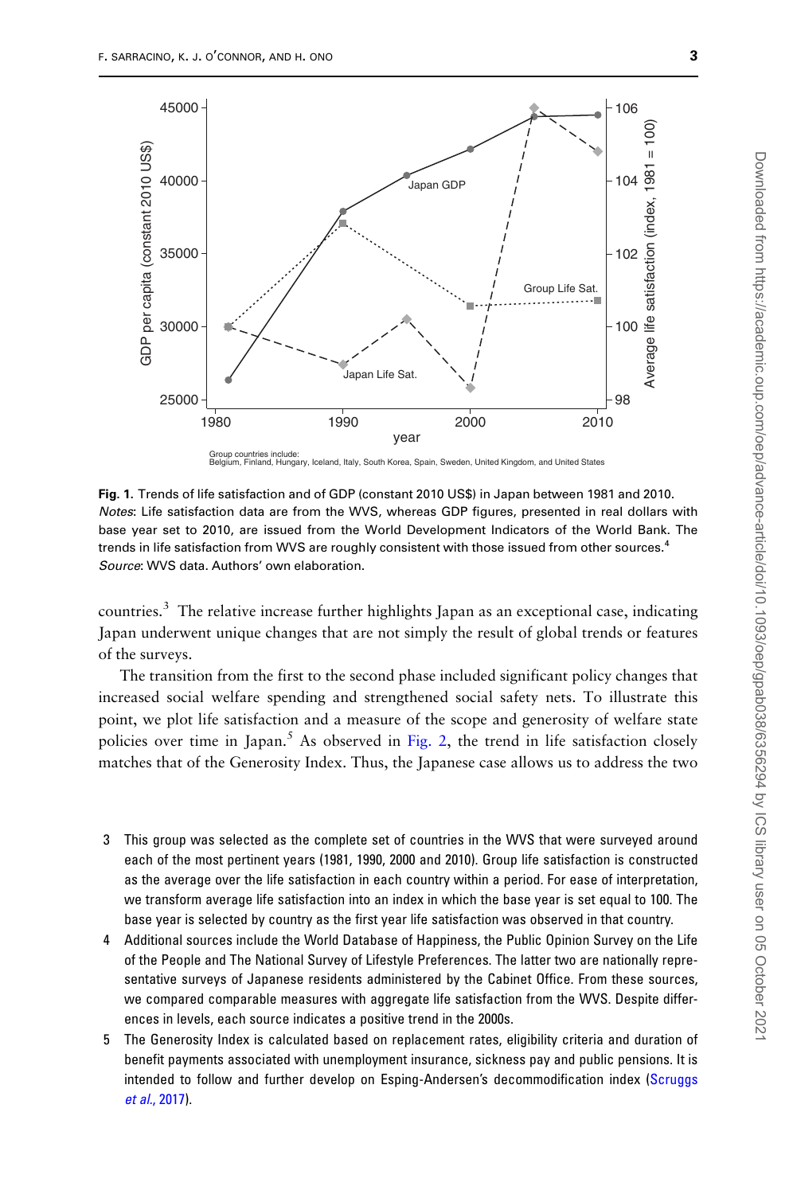Group countries include:
Belgium, Finland, Hungary, Iceland, Italy, South Korea, Spain, Sweden, United Kingdom, and United States

**Fig. 1.** Trends of life satisfaction and of GDP (constant 2010 US$) in Japan between 1981 and 2010.
*Notes*: Life satisfaction data are from the WVS, whereas GDP figures, presented in real dollars with base year set to 2010, are issued from the World Development Indicators of the World Bank. The trends in life satisfaction from WVS are roughly consistent with those issued from other sources.[4]
*Source*: WVS data. Authors' own elaboration.

countries.[3] The relative increase further highlights Japan as an exceptional case, indicating Japan underwent unique changes that are not simply the result of global trends or features of the surveys.

The transition from the first to the second phase included significant policy changes that increased social welfare spending and strengthened social safety nets. To illustrate this point, we plot life satisfaction and a measure of the scope and generosity of welfare state policies over time in Japan.[5] As observed in Fig. 2, the trend in life satisfaction closely matches that of the Generosity Index. Thus, the Japanese case allows us to address the two

3 This group was selected as the complete set of countries in the WVS that were surveyed around each of the most pertinent years (1981, 1990, 2000 and 2010). Group life satisfaction is constructed as the average over the life satisfaction in each country within a period. For ease of interpretation, we transform average life satisfaction into an index in which the base year is set equal to 100. The base year is selected by country as the first year life satisfaction was observed in that country.

4 Additional sources include the World Database of Happiness, the Public Opinion Survey on the Life of the People and The National Survey of Lifestyle Preferences. The latter two are nationally representative surveys of Japanese residents administered by the Cabinet Office. From these sources, we compared comparable measures with aggregate life satisfaction from the WVS. Despite differences in levels, each source indicates a positive trend in the 2000s.

5 The Generosity Index is calculated based on replacement rates, eligibility criteria and duration of benefit payments associated with unemployment insurance, sickness pay and public pensions. It is intended to follow and further develop on Esping-Andersen's decommodification index (Scruggs *et al.*, 2017).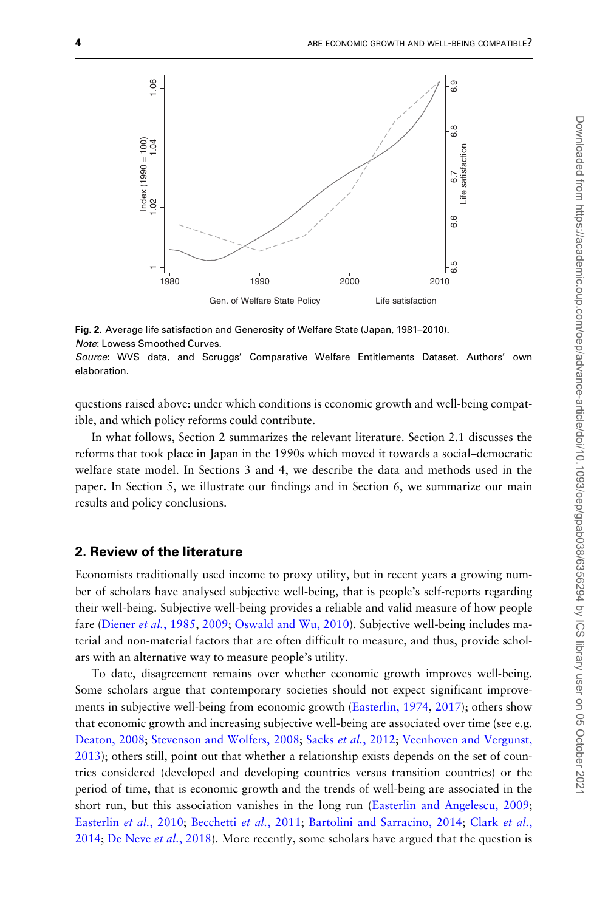Index (1990 = 100)

1.06

1.04

1.02

1

1980

1990

2000

2010

6.9

6.8

6.7

6.6

6.5

Life satisfaction

Gen. of Welfare State Policy

Life satisfaction

**Fig. 2.** Average life satisfaction and Generosity of Welfare State (Japan, 1981–2010).
*Note*: Lowess Smoothed Curves.
*Source*: WVS data, and Scruggs' Comparative Welfare Entitlements Dataset. Authors' own elaboration.

questions raised above: under which conditions is economic growth and well-being compatible, and which policy reforms could contribute.

In what follows, Section 2 summarizes the relevant literature. Section 2.1 discusses the reforms that took place in Japan in the 1990s which moved it towards a social–democratic welfare state model. In Sections 3 and 4, we describe the data and methods used in the paper. In Section 5, we illustrate our findings and in Section 6, we summarize our main results and policy conclusions.

## 2. Review of the literature

Economists traditionally used income to proxy utility, but in recent years a growing number of scholars have analysed subjective well-being, that is people's self-reports regarding their well-being. Subjective well-being provides a reliable and valid measure of how people fare (Diener *et al.*, 1985, 2009; Oswald and Wu, 2010). Subjective well-being includes material and non-material factors that are often difficult to measure, and thus, provide scholars with an alternative way to measure people's utility.

To date, disagreement remains over whether economic growth improves well-being. Some scholars argue that contemporary societies should not expect significant improvements in subjective well-being from economic growth (Easterlin, 1974, 2017); others show that economic growth and increasing subjective well-being are associated over time (see e.g. Deaton, 2008; Stevenson and Wolfers, 2008; Sacks *et al.*, 2012; Veenhoven and Vergunst, 2013); others still, point out that whether a relationship exists depends on the set of countries considered (developed and developing countries versus transition countries) or the period of time, that is economic growth and the trends of well-being are associated in the short run, but this association vanishes in the long run (Easterlin and Angelescu, 2009; Easterlin *et al.*, 2010; Becchetti *et al.*, 2011; Bartolini and Sarracino, 2014; Clark *et al.*, 2014; De Neve *et al.*, 2018). More recently, some scholars have argued that the question is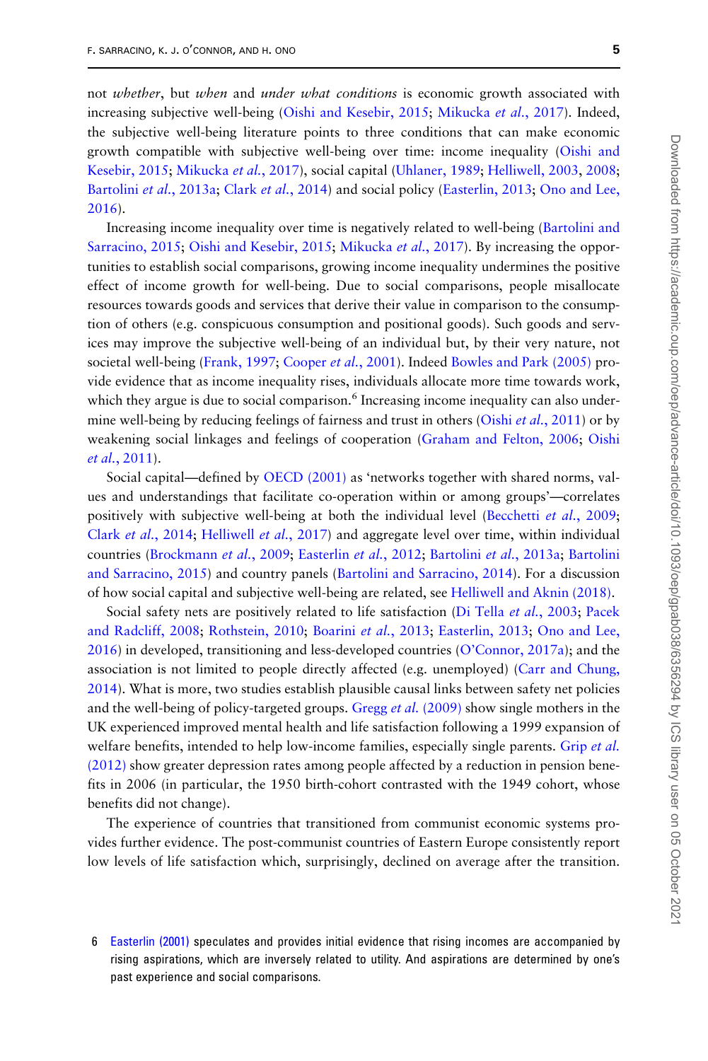not *whether*, but *when* and *under what conditions* is economic growth associated with increasing subjective well-being (Oishi and Kesebir, 2015; Mikucka *et al.*, 2017). Indeed, the subjective well-being literature points to three conditions that can make economic growth compatible with subjective well-being over time: income inequality (Oishi and Kesebir, 2015; Mikucka *et al.*, 2017), social capital (Uhlaner, 1989; Helliwell, 2003, 2008; Bartolini *et al.*, 2013a; Clark *et al.*, 2014) and social policy (Easterlin, 2013; Ono and Lee, 2016).

Increasing income inequality over time is negatively related to well-being (Bartolini and Sarracino, 2015; Oishi and Kesebir, 2015; Mikucka *et al.*, 2017). By increasing the opportunities to establish social comparisons, growing income inequality undermines the positive effect of income growth for well-being. Due to social comparisons, people misallocate resources towards goods and services that derive their value in comparison to the consumption of others (e.g. conspicuous consumption and positional goods). Such goods and services may improve the subjective well-being of an individual but, by their very nature, not societal well-being (Frank, 1997; Cooper *et al.*, 2001). Indeed Bowles and Park (2005) provide evidence that as income inequality rises, individuals allocate more time towards work, which they argue is due to social comparison.[6] Increasing income inequality can also undermine well-being by reducing feelings of fairness and trust in others (Oishi *et al.*, 2011) or by weakening social linkages and feelings of cooperation (Graham and Felton, 2006; Oishi *et al.*, 2011).

Social capital—defined by OECD (2001) as 'networks together with shared norms, values and understandings that facilitate co-operation within or among groups'—correlates positively with subjective well-being at both the individual level (Becchetti *et al.*, 2009; Clark *et al.*, 2014; Helliwell *et al.*, 2017) and aggregate level over time, within individual countries (Brockmann *et al.*, 2009; Easterlin *et al.*, 2012; Bartolini *et al.*, 2013a; Bartolini and Sarracino, 2015) and country panels (Bartolini and Sarracino, 2014). For a discussion of how social capital and subjective well-being are related, see Helliwell and Aknin (2018).

Social safety nets are positively related to life satisfaction (Di Tella *et al.*, 2003; Pacek and Radcliff, 2008; Rothstein, 2010; Boarini *et al.*, 2013; Easterlin, 2013; Ono and Lee, 2016) in developed, transitioning and less-developed countries (O'Connor, 2017a); and the association is not limited to people directly affected (e.g. unemployed) (Carr and Chung, 2014). What is more, two studies establish plausible causal links between safety net policies and the well-being of policy-targeted groups. Gregg *et al.* (2009) show single mothers in the UK experienced improved mental health and life satisfaction following a 1999 expansion of welfare benefits, intended to help low-income families, especially single parents. Grip *et al.* (2012) show greater depression rates among people affected by a reduction in pension benefits in 2006 (in particular, the 1950 birth-cohort contrasted with the 1949 cohort, whose benefits did not change).

The experience of countries that transitioned from communist economic systems provides further evidence. The post-communist countries of Eastern Europe consistently report low levels of life satisfaction which, surprisingly, declined on average after the transition.

6 Easterlin (2001) speculates and provides initial evidence that rising incomes are accompanied by rising aspirations, which are inversely related to utility. And aspirations are determined by one's past experience and social comparisons.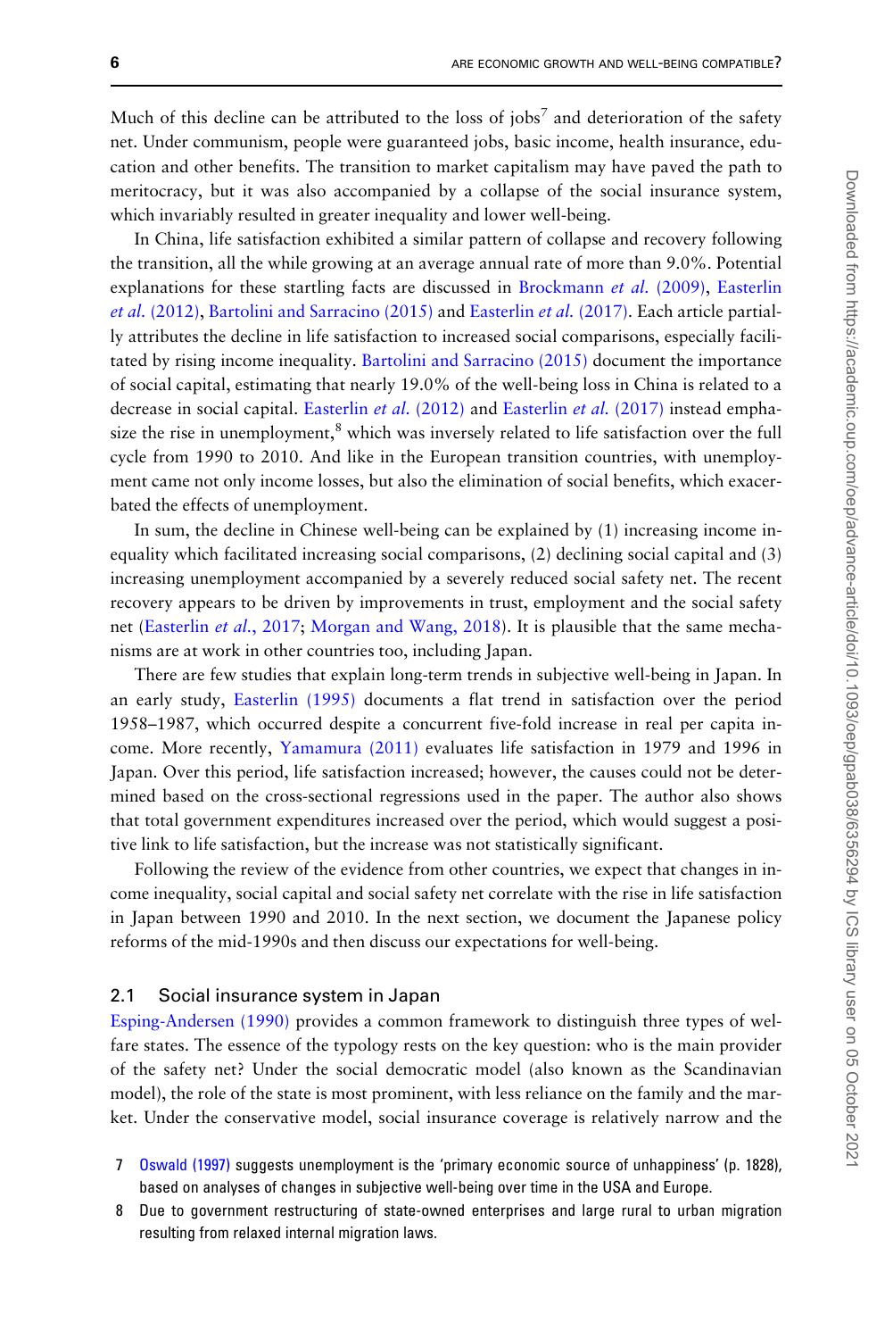Much of this decline can be attributed to the loss of jobs[7] and deterioration of the safety net. Under communism, people were guaranteed jobs, basic income, health insurance, education and other benefits. The transition to market capitalism may have paved the path to meritocracy, but it was also accompanied by a collapse of the social insurance system, which invariably resulted in greater inequality and lower well-being.

In China, life satisfaction exhibited a similar pattern of collapse and recovery following the transition, all the while growing at an average annual rate of more than 9.0%. Potential explanations for these startling facts are discussed in Brockmann *et al.* (2009), Easterlin *et al.* (2012), Bartolini and Sarracino (2015) and Easterlin *et al.* (2017). Each article partially attributes the decline in life satisfaction to increased social comparisons, especially facilitated by rising income inequality. Bartolini and Sarracino (2015) document the importance of social capital, estimating that nearly 19.0% of the well-being loss in China is related to a decrease in social capital. Easterlin *et al.* (2012) and Easterlin *et al.* (2017) instead emphasize the rise in unemployment,[8] which was inversely related to life satisfaction over the full cycle from 1990 to 2010. And like in the European transition countries, with unemployment came not only income losses, but also the elimination of social benefits, which exacerbated the effects of unemployment.

In sum, the decline in Chinese well-being can be explained by (1) increasing income inequality which facilitated increasing social comparisons, (2) declining social capital and (3) increasing unemployment accompanied by a severely reduced social safety net. The recent recovery appears to be driven by improvements in trust, employment and the social safety net (Easterlin *et al.*, 2017; Morgan and Wang, 2018). It is plausible that the same mechanisms are at work in other countries too, including Japan.

There are few studies that explain long-term trends in subjective well-being in Japan. In an early study, Easterlin (1995) documents a flat trend in satisfaction over the period 1958–1987, which occurred despite a concurrent five-fold increase in real per capita income. More recently, Yamamura (2011) evaluates life satisfaction in 1979 and 1996 in Japan. Over this period, life satisfaction increased; however, the causes could not be determined based on the cross-sectional regressions used in the paper. The author also shows that total government expenditures increased over the period, which would suggest a positive link to life satisfaction, but the increase was not statistically significant.

Following the review of the evidence from other countries, we expect that changes in income inequality, social capital and social safety net correlate with the rise in life satisfaction in Japan between 1990 and 2010. In the next section, we document the Japanese policy reforms of the mid-1990s and then discuss our expectations for well-being.

### 2.1 Social insurance system in Japan

Esping-Andersen (1990) provides a common framework to distinguish three types of welfare states. The essence of the typology rests on the key question: who is the main provider of the safety net? Under the social democratic model (also known as the Scandinavian model), the role of the state is most prominent, with less reliance on the family and the market. Under the conservative model, social insurance coverage is relatively narrow and the

7 Oswald (1997) suggests unemployment is the 'primary economic source of unhappiness' (p. 1828), based on analyses of changes in subjective well-being over time in the USA and Europe.

8 Due to government restructuring of state-owned enterprises and large rural to urban migration resulting from relaxed internal migration laws.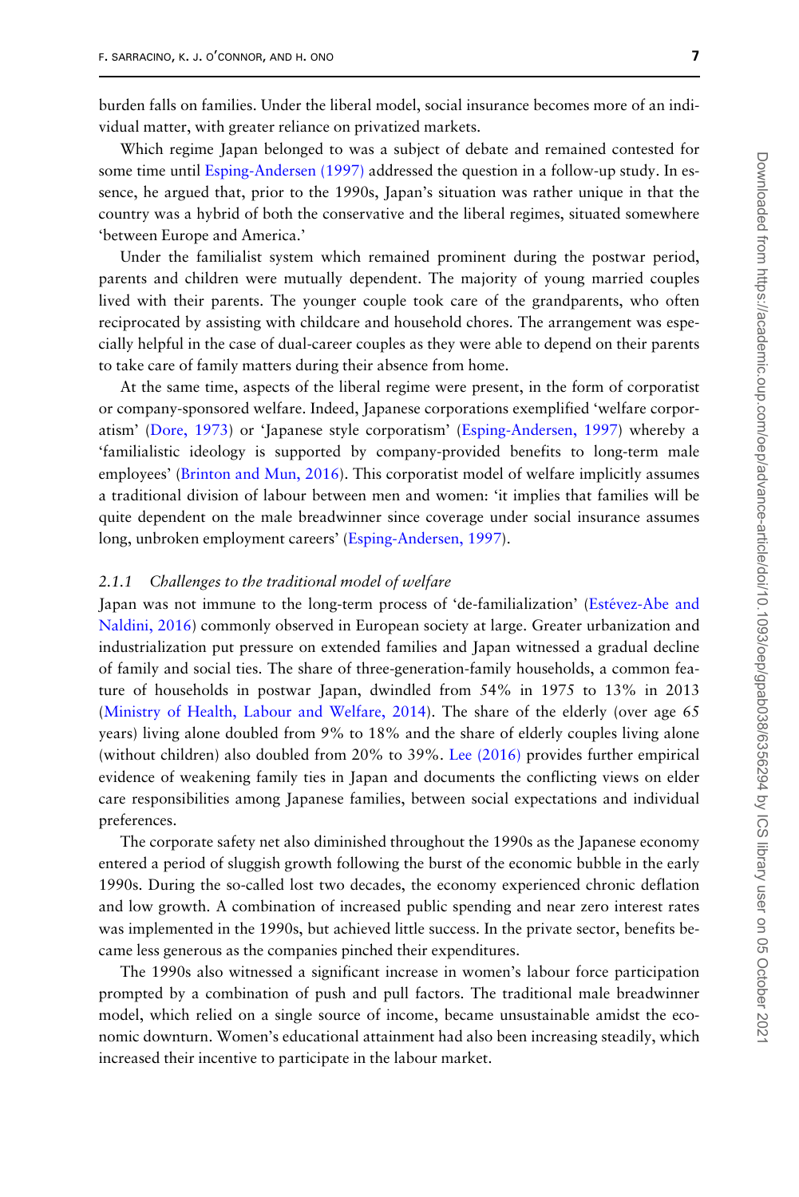burden falls on families. Under the liberal model, social insurance becomes more of an individual matter, with greater reliance on privatized markets.

Which regime Japan belonged to was a subject of debate and remained contested for some time until Esping-Andersen (1997) addressed the question in a follow-up study. In essence, he argued that, prior to the 1990s, Japan's situation was rather unique in that the country was a hybrid of both the conservative and the liberal regimes, situated somewhere 'between Europe and America.'

Under the familialist system which remained prominent during the postwar period, parents and children were mutually dependent. The majority of young married couples lived with their parents. The younger couple took care of the grandparents, who often reciprocated by assisting with childcare and household chores. The arrangement was especially helpful in the case of dual-career couples as they were able to depend on their parents to take care of family matters during their absence from home.

At the same time, aspects of the liberal regime were present, in the form of corporatist or company-sponsored welfare. Indeed, Japanese corporations exemplified 'welfare corporatism' (Dore, 1973) or 'Japanese style corporatism' (Esping-Andersen, 1997) whereby a 'familialistic ideology is supported by company-provided benefits to long-term male employees' (Brinton and Mun, 2016). This corporatist model of welfare implicitly assumes a traditional division of labour between men and women: 'it implies that families will be quite dependent on the male breadwinner since coverage under social insurance assumes long, unbroken employment careers' (Esping-Andersen, 1997).

#### 2.1.1 *Challenges to the traditional model of welfare*

Japan was not immune to the long-term process of 'de-familialization' (Estévez-Abe and Naldini, 2016) commonly observed in European society at large. Greater urbanization and industrialization put pressure on extended families and Japan witnessed a gradual decline of family and social ties. The share of three-generation-family households, a common feature of households in postwar Japan, dwindled from 54% in 1975 to 13% in 2013 (Ministry of Health, Labour and Welfare, 2014). The share of the elderly (over age 65 years) living alone doubled from 9% to 18% and the share of elderly couples living alone (without children) also doubled from 20% to 39%. Lee (2016) provides further empirical evidence of weakening family ties in Japan and documents the conflicting views on elder care responsibilities among Japanese families, between social expectations and individual preferences.

The corporate safety net also diminished throughout the 1990s as the Japanese economy entered a period of sluggish growth following the burst of the economic bubble in the early 1990s. During the so-called lost two decades, the economy experienced chronic deflation and low growth. A combination of increased public spending and near zero interest rates was implemented in the 1990s, but achieved little success. In the private sector, benefits became less generous as the companies pinched their expenditures.

The 1990s also witnessed a significant increase in women's labour force participation prompted by a combination of push and pull factors. The traditional male breadwinner model, which relied on a single source of income, became unsustainable amidst the economic downturn. Women's educational attainment had also been increasing steadily, which increased their incentive to participate in the labour market.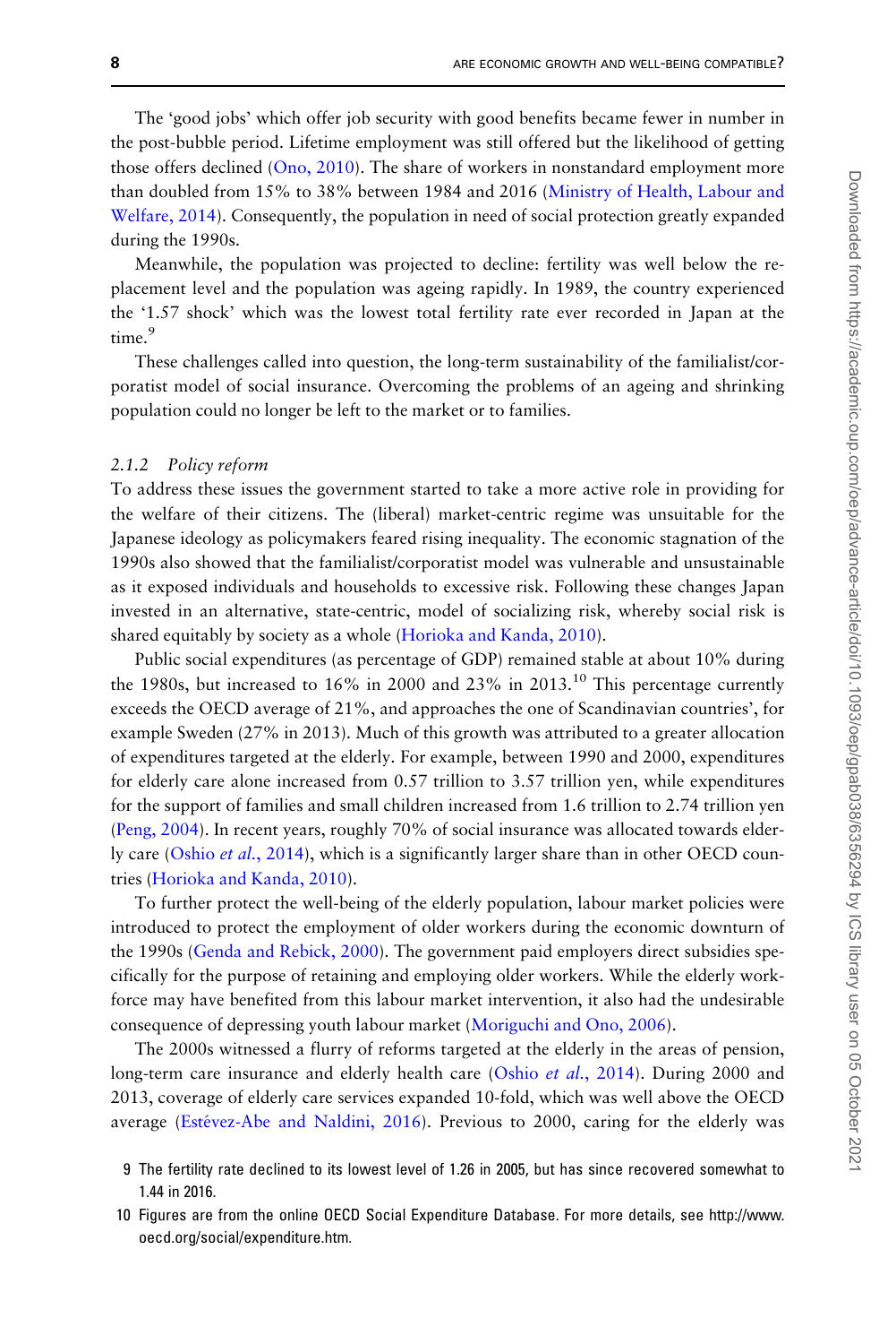The 'good jobs' which offer job security with good benefits became fewer in number in the post-bubble period. Lifetime employment was still offered but the likelihood of getting those offers declined (Ono, 2010). The share of workers in nonstandard employment more than doubled from 15% to 38% between 1984 and 2016 (Ministry of Health, Labour and Welfare, 2014). Consequently, the population in need of social protection greatly expanded during the 1990s.

Meanwhile, the population was projected to decline: fertility was well below the replacement level and the population was ageing rapidly. In 1989, the country experienced the '1.57 shock' which was the lowest total fertility rate ever recorded in Japan at the time.[9]

These challenges called into question, the long-term sustainability of the familialist/corporatist model of social insurance. Overcoming the problems of an ageing and shrinking population could no longer be left to the market or to families.

### 2.1.2 *Policy reform*

To address these issues the government started to take a more active role in providing for the welfare of their citizens. The (liberal) market-centric regime was unsuitable for the Japanese ideology as policymakers feared rising inequality. The economic stagnation of the 1990s also showed that the familialist/corporatist model was vulnerable and unsustainable as it exposed individuals and households to excessive risk. Following these changes Japan invested in an alternative, state-centric, model of socializing risk, whereby social risk is shared equitably by society as a whole (Horioka and Kanda, 2010).

Public social expenditures (as percentage of GDP) remained stable at about 10% during the 1980s, but increased to 16% in 2000 and 23% in 2013.[10] This percentage currently exceeds the OECD average of 21%, and approaches the one of Scandinavian countries', for example Sweden (27% in 2013). Much of this growth was attributed to a greater allocation of expenditures targeted at the elderly. For example, between 1990 and 2000, expenditures for elderly care alone increased from 0.57 trillion to 3.57 trillion yen, while expenditures for the support of families and small children increased from 1.6 trillion to 2.74 trillion yen (Peng, 2004). In recent years, roughly 70% of social insurance was allocated towards elderly care (Oshio *et al.*, 2014), which is a significantly larger share than in other OECD countries (Horioka and Kanda, 2010).

To further protect the well-being of the elderly population, labour market policies were introduced to protect the employment of older workers during the economic downturn of the 1990s (Genda and Rebick, 2000). The government paid employers direct subsidies specifically for the purpose of retaining and employing older workers. While the elderly workforce may have benefited from this labour market intervention, it also had the undesirable consequence of depressing youth labour market (Moriguchi and Ono, 2006).

The 2000s witnessed a flurry of reforms targeted at the elderly in the areas of pension, long-term care insurance and elderly health care (Oshio *et al.*, 2014). During 2000 and 2013, coverage of elderly care services expanded 10-fold, which was well above the OECD average (Estévez-Abe and Naldini, 2016). Previous to 2000, caring for the elderly was

9 The fertility rate declined to its lowest level of 1.26 in 2005, but has since recovered somewhat to 1.44 in 2016.

10 Figures are from the online OECD Social Expenditure Database. For more details, see http://www.oecd.org/social/expenditure.htm.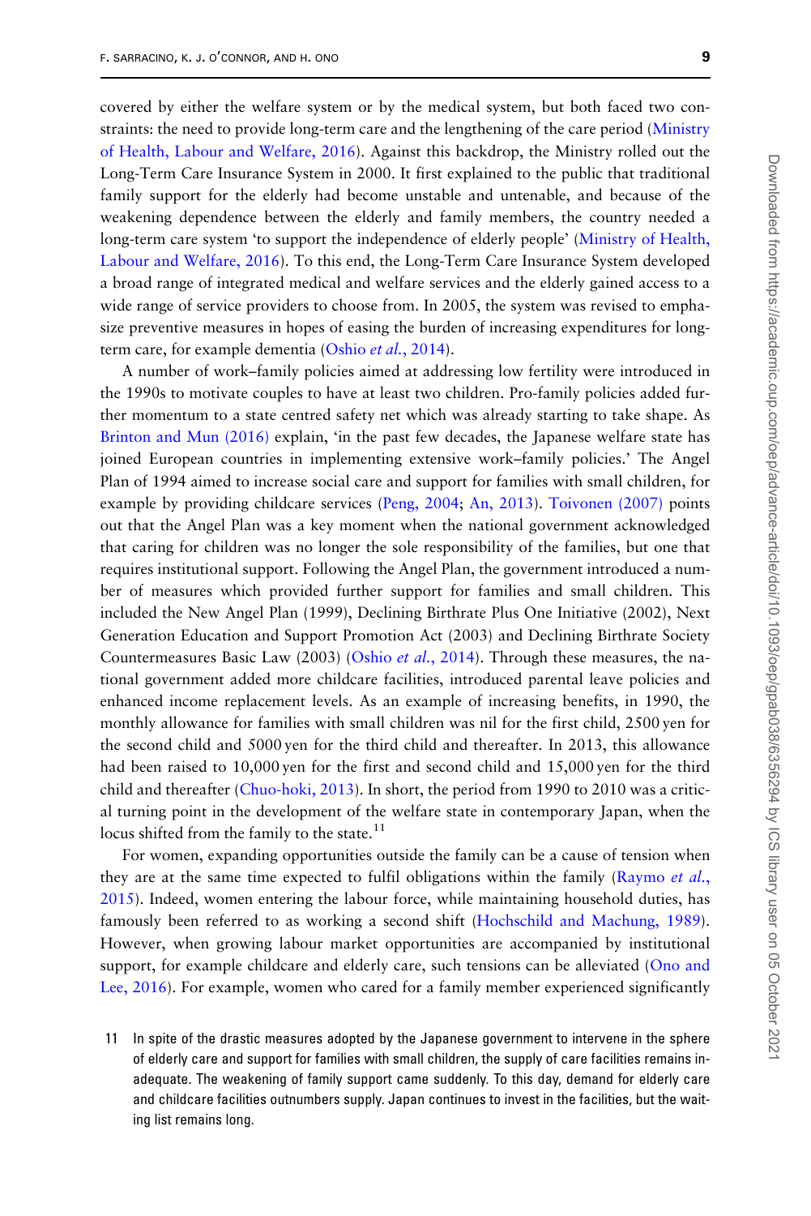covered by either the welfare system or by the medical system, but both faced two constraints: the need to provide long-term care and the lengthening of the care period (Ministry of Health, Labour and Welfare, 2016). Against this backdrop, the Ministry rolled out the Long-Term Care Insurance System in 2000. It first explained to the public that traditional family support for the elderly had become unstable and untenable, and because of the weakening dependence between the elderly and family members, the country needed a long-term care system 'to support the independence of elderly people' (Ministry of Health, Labour and Welfare, 2016). To this end, the Long-Term Care Insurance System developed a broad range of integrated medical and welfare services and the elderly gained access to a wide range of service providers to choose from. In 2005, the system was revised to emphasize preventive measures in hopes of easing the burden of increasing expenditures for long-term care, for example dementia (Oshio *et al.*, 2014).

A number of work–family policies aimed at addressing low fertility were introduced in the 1990s to motivate couples to have at least two children. Pro-family policies added further momentum to a state centred safety net which was already starting to take shape. As Brinton and Mun (2016) explain, 'in the past few decades, the Japanese welfare state has joined European countries in implementing extensive work–family policies.' The Angel Plan of 1994 aimed to increase social care and support for families with small children, for example by providing childcare services (Peng, 2004; An, 2013). Toivonen (2007) points out that the Angel Plan was a key moment when the national government acknowledged that caring for children was no longer the sole responsibility of the families, but one that requires institutional support. Following the Angel Plan, the government introduced a number of measures which provided further support for families and small children. This included the New Angel Plan (1999), Declining Birthrate Plus One Initiative (2002), Next Generation Education and Support Promotion Act (2003) and Declining Birthrate Society Countermeasures Basic Law (2003) (Oshio *et al.*, 2014). Through these measures, the national government added more childcare facilities, introduced parental leave policies and enhanced income replacement levels. As an example of increasing benefits, in 1990, the monthly allowance for families with small children was nil for the first child, 2500 yen for the second child and 5000 yen for the third child and thereafter. In 2013, this allowance had been raised to 10,000 yen for the first and second child and 15,000 yen for the third child and thereafter (Chuo-hoki, 2013). In short, the period from 1990 to 2010 was a critical turning point in the development of the welfare state in contemporary Japan, when the locus shifted from the family to the state.[11]

For women, expanding opportunities outside the family can be a cause of tension when they are at the same time expected to fulfil obligations within the family (Raymo *et al.*, 2015). Indeed, women entering the labour force, while maintaining household duties, has famously been referred to as working a second shift (Hochschild and Machung, 1989). However, when growing labour market opportunities are accompanied by institutional support, for example childcare and elderly care, such tensions can be alleviated (Ono and Lee, 2016). For example, women who cared for a family member experienced significantly

11 In spite of the drastic measures adopted by the Japanese government to intervene in the sphere of elderly care and support for families with small children, the supply of care facilities remains inadequate. The weakening of family support came suddenly. To this day, demand for elderly care and childcare facilities outnumbers supply. Japan continues to invest in the facilities, but the waiting list remains long.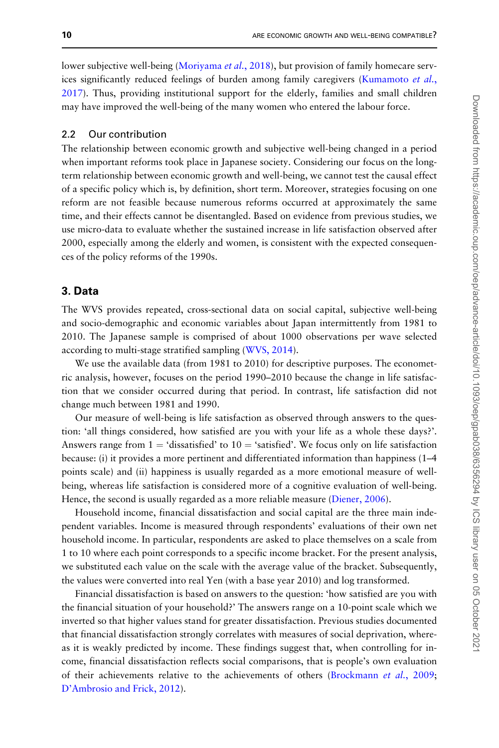lower subjective well-being (Moriyama *et al.*, 2018), but provision of family homecare services significantly reduced feelings of burden among family caregivers (Kumamoto *et al.*, 2017). Thus, providing institutional support for the elderly, families and small children may have improved the well-being of the many women who entered the labour force.

### 2.2 Our contribution

The relationship between economic growth and subjective well-being changed in a period when important reforms took place in Japanese society. Considering our focus on the long-term relationship between economic growth and well-being, we cannot test the causal effect of a specific policy which is, by definition, short term. Moreover, strategies focusing on one reform are not feasible because numerous reforms occurred at approximately the same time, and their effects cannot be disentangled. Based on evidence from previous studies, we use micro-data to evaluate whether the sustained increase in life satisfaction observed after 2000, especially among the elderly and women, is consistent with the expected consequences of the policy reforms of the 1990s.

## 3. Data

The WVS provides repeated, cross-sectional data on social capital, subjective well-being and socio-demographic and economic variables about Japan intermittently from 1981 to 2010. The Japanese sample is comprised of about 1000 observations per wave selected according to multi-stage stratified sampling (WVS, 2014).

We use the available data (from 1981 to 2010) for descriptive purposes. The econometric analysis, however, focuses on the period 1990–2010 because the change in life satisfaction that we consider occurred during that period. In contrast, life satisfaction did not change much between 1981 and 1990.

Our measure of well-being is life satisfaction as observed through answers to the question: 'all things considered, how satisfied are you with your life as a whole these days?'. Answers range from 1 = 'dissatisfied' to 10 = 'satisfied'. We focus only on life satisfaction because: (i) it provides a more pertinent and differentiated information than happiness (1–4 points scale) and (ii) happiness is usually regarded as a more emotional measure of well-being, whereas life satisfaction is considered more of a cognitive evaluation of well-being. Hence, the second is usually regarded as a more reliable measure (Diener, 2006).

Household income, financial dissatisfaction and social capital are the three main independent variables. Income is measured through respondents' evaluations of their own net household income. In particular, respondents are asked to place themselves on a scale from 1 to 10 where each point corresponds to a specific income bracket. For the present analysis, we substituted each value on the scale with the average value of the bracket. Subsequently, the values were converted into real Yen (with a base year 2010) and log transformed.

Financial dissatisfaction is based on answers to the question: 'how satisfied are you with the financial situation of your household?' The answers range on a 10-point scale which we inverted so that higher values stand for greater dissatisfaction. Previous studies documented that financial dissatisfaction strongly correlates with measures of social deprivation, whereas it is weakly predicted by income. These findings suggest that, when controlling for income, financial dissatisfaction reflects social comparisons, that is people's own evaluation of their achievements relative to the achievements of others (Brockmann *et al.*, 2009; D'Ambrosio and Frick, 2012).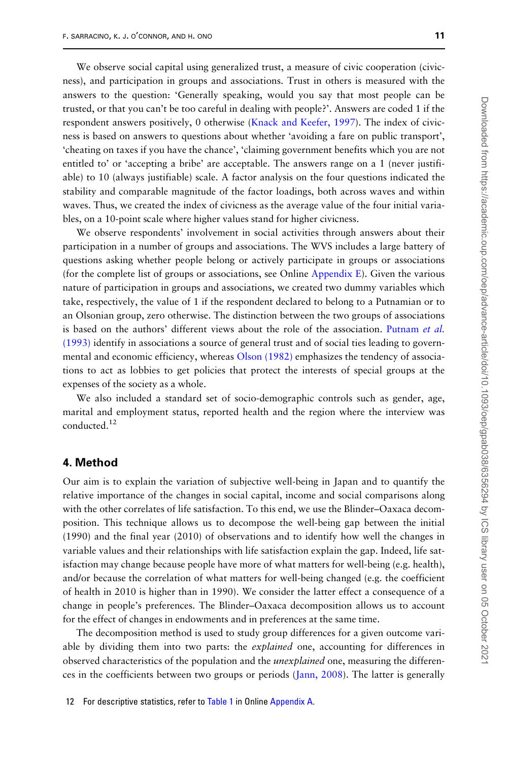We observe social capital using generalized trust, a measure of civic cooperation (civicness), and participation in groups and associations. Trust in others is measured with the answers to the question: 'Generally speaking, would you say that most people can be trusted, or that you can't be too careful in dealing with people?'. Answers are coded 1 if the respondent answers positively, 0 otherwise (Knack and Keefer, 1997). The index of civicness is based on answers to questions about whether 'avoiding a fare on public transport', 'cheating on taxes if you have the chance', 'claiming government benefits which you are not entitled to' or 'accepting a bribe' are acceptable. The answers range on a 1 (never justifiable) to 10 (always justifiable) scale. A factor analysis on the four questions indicated the stability and comparable magnitude of the factor loadings, both across waves and within waves. Thus, we created the index of civicness as the average value of the four initial variables, on a 10-point scale where higher values stand for higher civicness.

We observe respondents' involvement in social activities through answers about their participation in a number of groups and associations. The WVS includes a large battery of questions asking whether people belong or actively participate in groups or associations (for the complete list of groups or associations, see Online Appendix E). Given the various nature of participation in groups and associations, we created two dummy variables which take, respectively, the value of 1 if the respondent declared to belong to a Putnamian or to an Olsonian group, zero otherwise. The distinction between the two groups of associations is based on the authors' different views about the role of the association. Putnam *et al.* (1993) identify in associations a source of general trust and of social ties leading to governmental and economic efficiency, whereas Olson (1982) emphasizes the tendency of associations to act as lobbies to get policies that protect the interests of special groups at the expenses of the society as a whole.

We also included a standard set of socio-demographic controls such as gender, age, marital and employment status, reported health and the region where the interview was conducted.[12]

## 4. Method

Our aim is to explain the variation of subjective well-being in Japan and to quantify the relative importance of the changes in social capital, income and social comparisons along with the other correlates of life satisfaction. To this end, we use the Blinder–Oaxaca decomposition. This technique allows us to decompose the well-being gap between the initial (1990) and the final year (2010) of observations and to identify how well the changes in variable values and their relationships with life satisfaction explain the gap. Indeed, life satisfaction may change because people have more of what matters for well-being (e.g. health), and/or because the correlation of what matters for well-being changed (e.g. the coefficient of health in 2010 is higher than in 1990). We consider the latter effect a consequence of a change in people's preferences. The Blinder–Oaxaca decomposition allows us to account for the effect of changes in endowments and in preferences at the same time.

The decomposition method is used to study group differences for a given outcome variable by dividing them into two parts: the *explained* one, accounting for differences in observed characteristics of the population and the *unexplained* one, measuring the differences in the coefficients between two groups or periods (Jann, 2008). The latter is generally

12 For descriptive statistics, refer to Table 1 in Online Appendix A.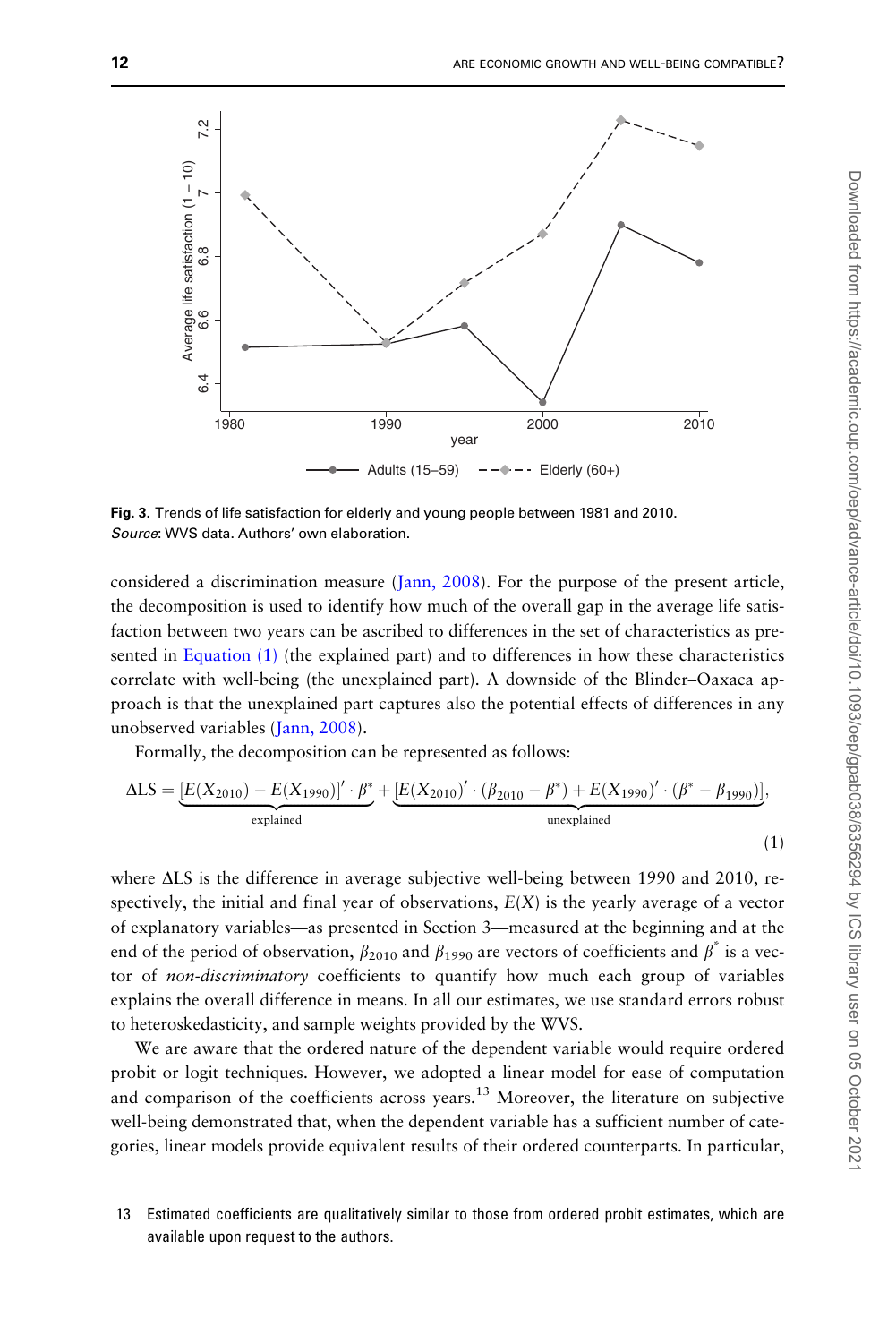Average life satisfaction (1 – 10)

7.2
7
6.8
6.6
6.4

1980
1990
2000
2010

year

Adults (15–59)
Elderly (60+)

**Fig. 3.** Trends of life satisfaction for elderly and young people between 1981 and 2010. *Source*: WVS data. Authors' own elaboration.

considered a discrimination measure (Jann, 2008). For the purpose of the present article, the decomposition is used to identify how much of the overall gap in the average life satisfaction between two years can be ascribed to differences in the set of characteristics as presented in Equation (1) (the explained part) and to differences in how these characteristics correlate with well-being (the unexplained part). A downside of the Blinder–Oaxaca approach is that the unexplained part captures also the potential effects of differences in any unobserved variables (Jann, 2008).

Formally, the decomposition can be represented as follows:

$$\Delta \text{LS} = \underbrace{[E(X_{2010}) - E(X_{1990})]' \cdot \beta^{*}}_{\text{explained}} + \underbrace{[E(X_{2010})' \cdot (\beta_{2010} - \beta^{*}) + E(X_{1990})' \cdot (\beta^{*} - \beta_{1990})]}_{\text{unexplained}}, \tag{1}$$

where $\Delta$LS is the difference in average subjective well-being between 1990 and 2010, respectively, the initial and final year of observations, $E(X)$ is the yearly average of a vector of explanatory variables—as presented in Section 3—measured at the beginning and at the end of the period of observation, $\beta_{2010}$ and $\beta_{1990}$ are vectors of coefficients and $\beta^{*}$ is a vector of *non-discriminatory* coefficients to quantify how much each group of variables explains the overall difference in means. In all our estimates, we use standard errors robust to heteroskedasticity, and sample weights provided by the WVS.

We are aware that the ordered nature of the dependent variable would require ordered probit or logit techniques. However, we adopted a linear model for ease of computation and comparison of the coefficients across years.[13] Moreover, the literature on subjective well-being demonstrated that, when the dependent variable has a sufficient number of categories, linear models provide equivalent results of their ordered counterparts. In particular,

13 Estimated coefficients are qualitatively similar to those from ordered probit estimates, which are available upon request to the authors.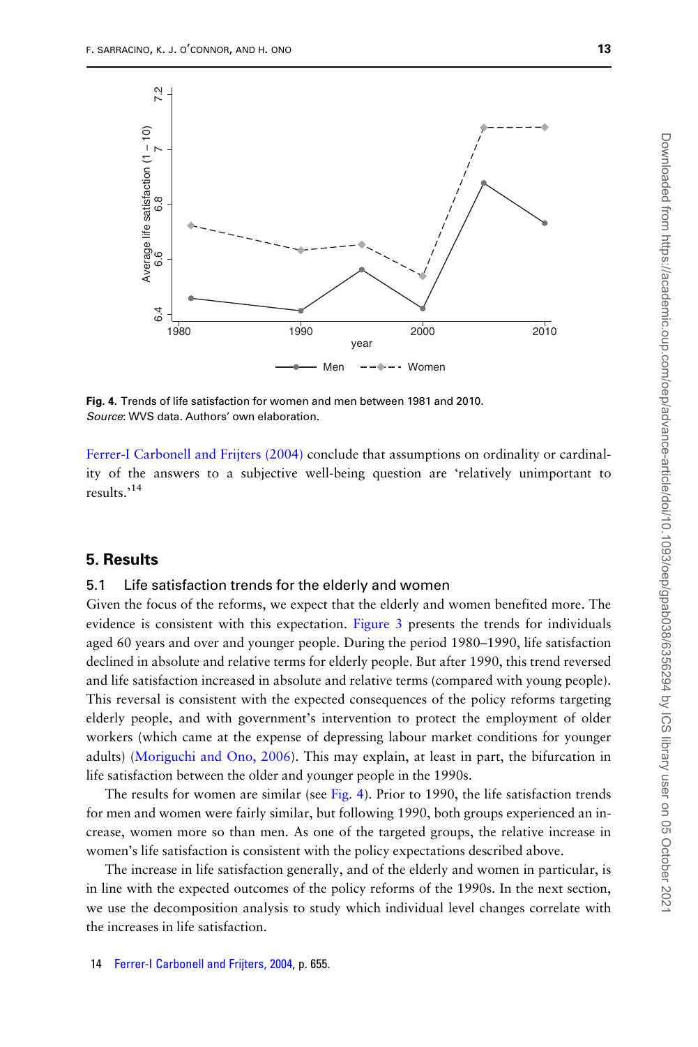Average life satisfaction (1 – 10)

7.2
7
6.8
6.6
6.4

1980
1990
2000
2010

year

Men
Women

**Fig. 4.** Trends of life satisfaction for women and men between 1981 and 2010.
*Source*: WVS data. Authors' own elaboration.

Ferrer-I Carbonell and Frijters (2004) conclude that assumptions on ordinality or cardinality of the answers to a subjective well-being question are 'relatively unimportant to results.'[14]

## 5. Results

### 5.1 Life satisfaction trends for the elderly and women

Given the focus of the reforms, we expect that the elderly and women benefited more. The evidence is consistent with this expectation. Figure 3 presents the trends for individuals aged 60 years and over and younger people. During the period 1980–1990, life satisfaction declined in absolute and relative terms for elderly people. But after 1990, this trend reversed and life satisfaction increased in absolute and relative terms (compared with young people). This reversal is consistent with the expected consequences of the policy reforms targeting elderly people, and with government's intervention to protect the employment of older workers (which came at the expense of depressing labour market conditions for younger adults) (Moriguchi and Ono, 2006). This may explain, at least in part, the bifurcation in life satisfaction between the older and younger people in the 1990s.

The results for women are similar (see Fig. 4). Prior to 1990, the life satisfaction trends for men and women were fairly similar, but following 1990, both groups experienced an increase, women more so than men. As one of the targeted groups, the relative increase in women's life satisfaction is consistent with the policy expectations described above.

The increase in life satisfaction generally, and of the elderly and women in particular, is in line with the expected outcomes of the policy reforms of the 1990s. In the next section, we use the decomposition analysis to study which individual level changes correlate with the increases in life satisfaction.

14 Ferrer-I Carbonell and Frijters, 2004, p. 655.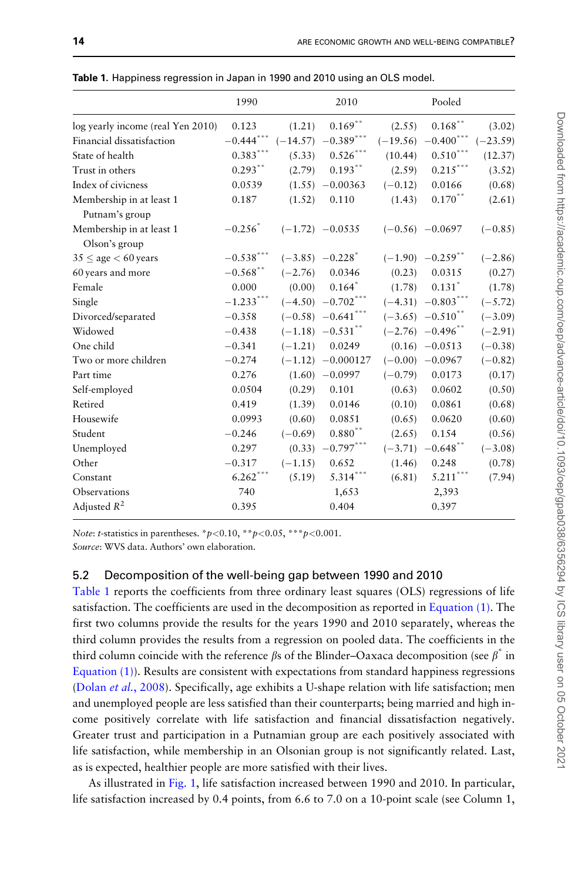**Table 1.** Happiness regression in Japan in 1990 and 2010 using an OLS model.

| | 1990 | | 2010 | | Pooled | |
|---|---|---|---|---|---|---|
| log yearly income (real Yen 2010) | 0.123 | (1.21) | 0.169** | (2.55) | 0.168** | (3.02) |
| Financial dissatisfaction | −0.444*** | (−14.57) | −0.389*** | (−19.56) | −0.400*** | (−23.59) |
| State of health | 0.383*** | (5.33) | 0.526*** | (10.44) | 0.510*** | (12.37) |
| Trust in others | 0.293** | (2.79) | 0.193** | (2.59) | 0.215*** | (3.52) |
| Index of civicness | 0.0539 | (1.55) | −0.00363 | (−0.12) | 0.0166 | (0.68) |
| Membership in at least 1 Putnam's group | 0.187 | (1.52) | 0.110 | (1.43) | 0.170** | (2.61) |
| Membership in at least 1 Olson's group | −0.256* | (−1.72) | −0.0535 | (−0.56) | −0.0697 | (−0.85) |
| 35 ≤ age < 60 years | −0.538*** | (−3.85) | −0.228* | (−1.90) | −0.259** | (−2.86) |
| 60 years and more | −0.568** | (−2.76) | 0.0346 | (0.23) | 0.0315 | (0.27) |
| Female | 0.000 | (0.00) | 0.164* | (1.78) | 0.131* | (1.78) |
| Single | −1.233*** | (−4.50) | −0.702*** | (−4.31) | −0.803*** | (−5.72) |
| Divorced/separated | −0.358 | (−0.58) | −0.641*** | (−3.65) | −0.510** | (−3.09) |
| Widowed | −0.438 | (−1.18) | −0.531** | (−2.76) | −0.496** | (−2.91) |
| One child | −0.341 | (−1.21) | 0.0249 | (0.16) | −0.0513 | (−0.38) |
| Two or more children | −0.274 | (−1.12) | −0.000127 | (−0.00) | −0.0967 | (−0.82) |
| Part time | 0.276 | (1.60) | −0.0997 | (−0.79) | 0.0173 | (0.17) |
| Self-employed | 0.0504 | (0.29) | 0.101 | (0.63) | 0.0602 | (0.50) |
| Retired | 0.419 | (1.39) | 0.0146 | (0.10) | 0.0861 | (0.68) |
| Housewife | 0.0993 | (0.60) | 0.0851 | (0.65) | 0.0620 | (0.60) |
| Student | −0.246 | (−0.69) | 0.880** | (2.65) | 0.154 | (0.56) |
| Unemployed | 0.297 | (0.33) | −0.797*** | (−3.71) | −0.648** | (−3.08) |
| Other | −0.317 | (−1.15) | 0.652 | (1.46) | 0.248 | (0.78) |
| Constant | 6.262*** | (5.19) | 5.314*** | (6.81) | 5.211*** | (7.94) |
| Observations | 740 | | 1,653 | | 2,393 | |
| Adjusted $R^2$ | 0.395 | | 0.404 | | 0.397 | |

*Note*: *t*-statistics in parentheses. *$p<0.10$, **$p<0.05$, ***$p<0.001$.
*Source*: WVS data. Authors' own elaboration.

### 5.2 Decomposition of the well-being gap between 1990 and 2010

Table 1 reports the coefficients from three ordinary least squares (OLS) regressions of life satisfaction. The coefficients are used in the decomposition as reported in Equation (1). The first two columns provide the results for the years 1990 and 2010 separately, whereas the third column provides the results from a regression on pooled data. The coefficients in the third column coincide with the reference $\beta$s of the Blinder–Oaxaca decomposition (see $\beta^*$ in Equation (1)). Results are consistent with expectations from standard happiness regressions (Dolan *et al.*, 2008). Specifically, age exhibits a U-shape relation with life satisfaction; men and unemployed people are less satisfied than their counterparts; being married and high income positively correlate with life satisfaction and financial dissatisfaction negatively. Greater trust and participation in a Putnamian group are each positively associated with life satisfaction, while membership in an Olsonian group is not significantly related. Last, as is expected, healthier people are more satisfied with their lives.

As illustrated in Fig. 1, life satisfaction increased between 1990 and 2010. In particular, life satisfaction increased by 0.4 points, from 6.6 to 7.0 on a 10-point scale (see Column 1,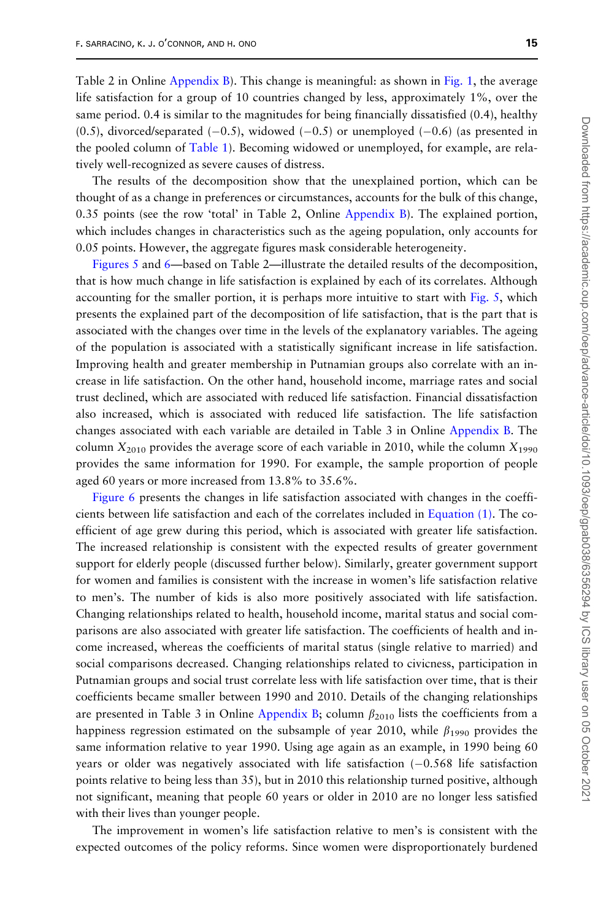Table 2 in Online Appendix B). This change is meaningful: as shown in Fig. 1, the average life satisfaction for a group of 10 countries changed by less, approximately 1%, over the same period. 0.4 is similar to the magnitudes for being financially dissatisfied (0.4), healthy (0.5), divorced/separated (−0.5), widowed (−0.5) or unemployed (−0.6) (as presented in the pooled column of Table 1). Becoming widowed or unemployed, for example, are relatively well-recognized as severe causes of distress.

The results of the decomposition show that the unexplained portion, which can be thought of as a change in preferences or circumstances, accounts for the bulk of this change, 0.35 points (see the row 'total' in Table 2, Online Appendix B). The explained portion, which includes changes in characteristics such as the ageing population, only accounts for 0.05 points. However, the aggregate figures mask considerable heterogeneity.

Figures 5 and 6—based on Table 2—illustrate the detailed results of the decomposition, that is how much change in life satisfaction is explained by each of its correlates. Although accounting for the smaller portion, it is perhaps more intuitive to start with Fig. 5, which presents the explained part of the decomposition of life satisfaction, that is the part that is associated with the changes over time in the levels of the explanatory variables. The ageing of the population is associated with a statistically significant increase in life satisfaction. Improving health and greater membership in Putnamian groups also correlate with an increase in life satisfaction. On the other hand, household income, marriage rates and social trust declined, which are associated with reduced life satisfaction. Financial dissatisfaction also increased, which is associated with reduced life satisfaction. The life satisfaction changes associated with each variable are detailed in Table 3 in Online Appendix B. The column $X_{2010}$ provides the average score of each variable in 2010, while the column $X_{1990}$ provides the same information for 1990. For example, the sample proportion of people aged 60 years or more increased from 13.8% to 35.6%.

Figure 6 presents the changes in life satisfaction associated with changes in the coefficients between life satisfaction and each of the correlates included in Equation (1). The coefficient of age grew during this period, which is associated with greater life satisfaction. The increased relationship is consistent with the expected results of greater government support for elderly people (discussed further below). Similarly, greater government support for women and families is consistent with the increase in women's life satisfaction relative to men's. The number of kids is also more positively associated with life satisfaction. Changing relationships related to health, household income, marital status and social comparisons are also associated with greater life satisfaction. The coefficients of health and income increased, whereas the coefficients of marital status (single relative to married) and social comparisons decreased. Changing relationships related to civicness, participation in Putnamian groups and social trust correlate less with life satisfaction over time, that is their coefficients became smaller between 1990 and 2010. Details of the changing relationships are presented in Table 3 in Online Appendix B; column $\beta_{2010}$ lists the coefficients from a happiness regression estimated on the subsample of year 2010, while $\beta_{1990}$ provides the same information relative to year 1990. Using age again as an example, in 1990 being 60 years or older was negatively associated with life satisfaction (−0.568 life satisfaction points relative to being less than 35), but in 2010 this relationship turned positive, although not significant, meaning that people 60 years or older in 2010 are no longer less satisfied with their lives than younger people.

The improvement in women's life satisfaction relative to men's is consistent with the expected outcomes of the policy reforms. Since women were disproportionately burdened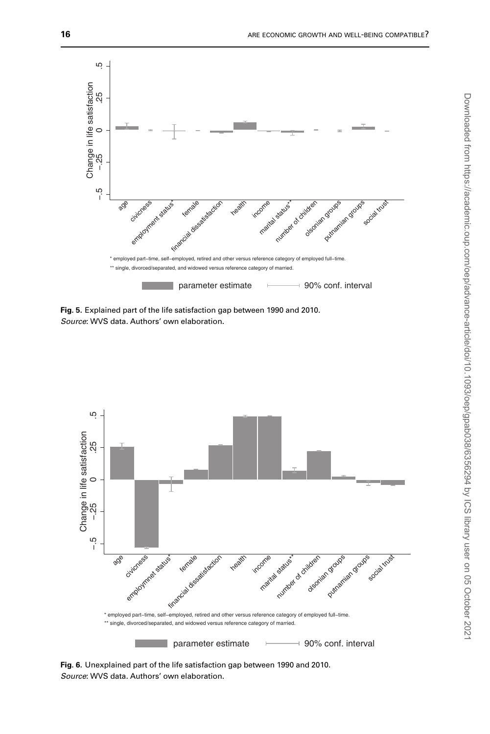Change in life satisfaction

.5

.25

0

−.25

−.5

age

civicness

employment status*

female

financial dissatisfaction

health

income

marital status**

number of children

olsonian groups

putnamian groups

social trust

\* employed part−time, self−employed, retired and other versus reference category of employed full−time.

\*\* single, divorced/separated, and widowed versus reference category of married.

parameter estimate

90% conf. interval

**Fig. 5.** Explained part of the life satisfaction gap between 1990 and 2010.
*Source*: WVS data. Authors' own elaboration.

Change in life satisfaction

.5

.25

0

−.25

−.5

age

civicness

employmnet status*

female

financial dissatisfaction

health

income

marital status**

number of children

olsonian groups

putnamian groups

social trust

\* employed part−time, self−employed, retired and other versus reference category of employed full−time.

\*\* single, divorced/separated, and widowed versus reference category of married.

parameter estimate

90% conf. interval

**Fig. 6.** Unexplained part of the life satisfaction gap between 1990 and 2010.
*Source*: WVS data. Authors' own elaboration.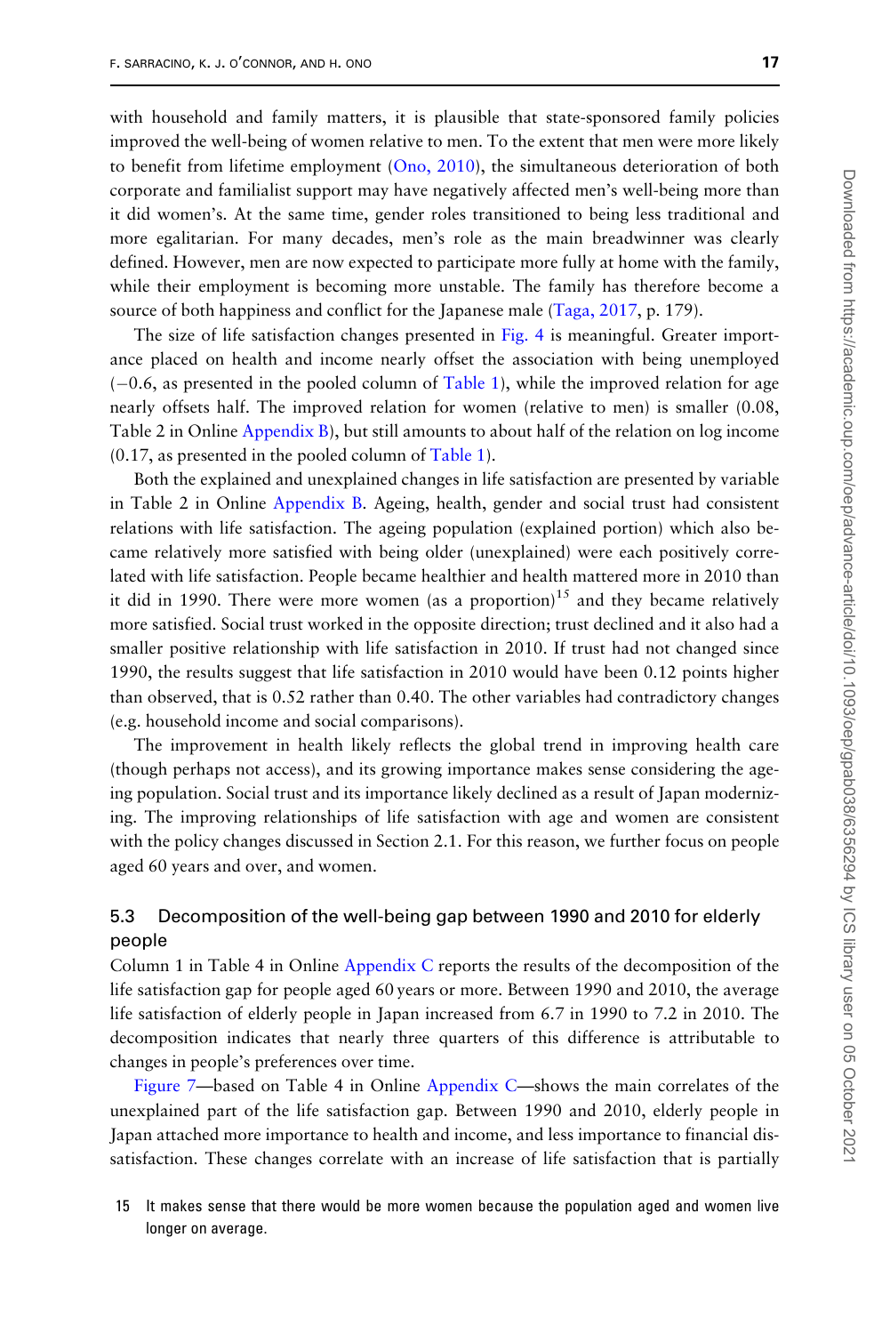with household and family matters, it is plausible that state-sponsored family policies improved the well-being of women relative to men. To the extent that men were more likely to benefit from lifetime employment (Ono, 2010), the simultaneous deterioration of both corporate and familialist support may have negatively affected men's well-being more than it did women's. At the same time, gender roles transitioned to being less traditional and more egalitarian. For many decades, men's role as the main breadwinner was clearly defined. However, men are now expected to participate more fully at home with the family, while their employment is becoming more unstable. The family has therefore become a source of both happiness and conflict for the Japanese male (Taga, 2017, p. 179).

The size of life satisfaction changes presented in Fig. 4 is meaningful. Greater importance placed on health and income nearly offset the association with being unemployed (−0.6, as presented in the pooled column of Table 1), while the improved relation for age nearly offsets half. The improved relation for women (relative to men) is smaller (0.08, Table 2 in Online Appendix B), but still amounts to about half of the relation on log income (0.17, as presented in the pooled column of Table 1).

Both the explained and unexplained changes in life satisfaction are presented by variable in Table 2 in Online Appendix B. Ageing, health, gender and social trust had consistent relations with life satisfaction. The ageing population (explained portion) which also became relatively more satisfied with being older (unexplained) were each positively correlated with life satisfaction. People became healthier and health mattered more in 2010 than it did in 1990. There were more women (as a proportion)[15] and they became relatively more satisfied. Social trust worked in the opposite direction; trust declined and it also had a smaller positive relationship with life satisfaction in 2010. If trust had not changed since 1990, the results suggest that life satisfaction in 2010 would have been 0.12 points higher than observed, that is 0.52 rather than 0.40. The other variables had contradictory changes (e.g. household income and social comparisons).

The improvement in health likely reflects the global trend in improving health care (though perhaps not access), and its growing importance makes sense considering the ageing population. Social trust and its importance likely declined as a result of Japan modernizing. The improving relationships of life satisfaction with age and women are consistent with the policy changes discussed in Section 2.1. For this reason, we further focus on people aged 60 years and over, and women.

### 5.3 Decomposition of the well-being gap between 1990 and 2010 for elderly people

Column 1 in Table 4 in Online Appendix C reports the results of the decomposition of the life satisfaction gap for people aged 60 years or more. Between 1990 and 2010, the average life satisfaction of elderly people in Japan increased from 6.7 in 1990 to 7.2 in 2010. The decomposition indicates that nearly three quarters of this difference is attributable to changes in people's preferences over time.

Figure 7—based on Table 4 in Online Appendix C—shows the main correlates of the unexplained part of the life satisfaction gap. Between 1990 and 2010, elderly people in Japan attached more importance to health and income, and less importance to financial dissatisfaction. These changes correlate with an increase of life satisfaction that is partially

15 It makes sense that there would be more women because the population aged and women live longer on average.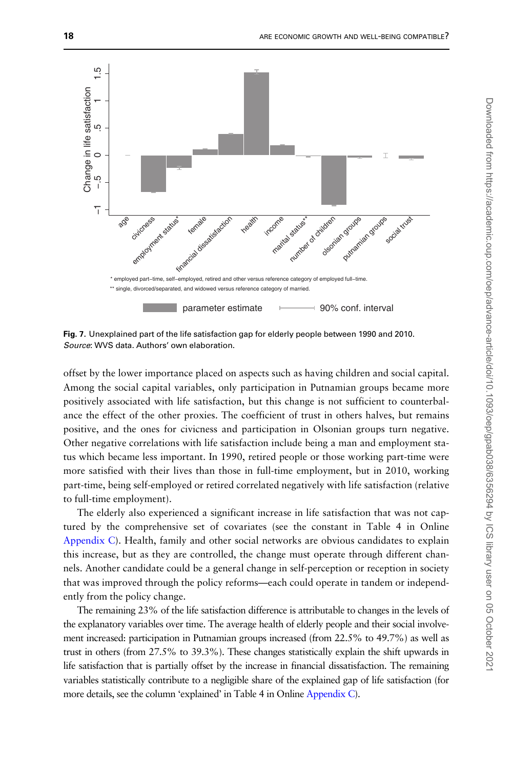Change in life satisfaction

1.5

1

.5

0

−.5

−1

age

civicness

employment status*

female

financial dissatisfaction

health

income

marital status**

number of children

olsonian groups

putnamian groups

social trust

* employed part−time, self−employed, retired and other versus reference category of employed full−time.

** single, divorced/separated, and widowed versus reference category of married.

parameter estimate

90% conf. interval

**Fig. 7.** Unexplained part of the life satisfaction gap for elderly people between 1990 and 2010. *Source*: WVS data. Authors' own elaboration.

offset by the lower importance placed on aspects such as having children and social capital. Among the social capital variables, only participation in Putnamian groups became more positively associated with life satisfaction, but this change is not sufficient to counterbalance the effect of the other proxies. The coefficient of trust in others halves, but remains positive, and the ones for civicness and participation in Olsonian groups turn negative. Other negative correlations with life satisfaction include being a man and employment status which became less important. In 1990, retired people or those working part-time were more satisfied with their lives than those in full-time employment, but in 2010, working part-time, being self-employed or retired correlated negatively with life satisfaction (relative to full-time employment).

The elderly also experienced a significant increase in life satisfaction that was not captured by the comprehensive set of covariates (see the constant in Table 4 in Online Appendix C). Health, family and other social networks are obvious candidates to explain this increase, but as they are controlled, the change must operate through different channels. Another candidate could be a general change in self-perception or reception in society that was improved through the policy reforms—each could operate in tandem or independently from the policy change.

The remaining 23% of the life satisfaction difference is attributable to changes in the levels of the explanatory variables over time. The average health of elderly people and their social involvement increased: participation in Putnamian groups increased (from 22.5% to 49.7%) as well as trust in others (from 27.5% to 39.3%). These changes statistically explain the shift upwards in life satisfaction that is partially offset by the increase in financial dissatisfaction. The remaining variables statistically contribute to a negligible share of the explained gap of life satisfaction (for more details, see the column 'explained' in Table 4 in Online Appendix C).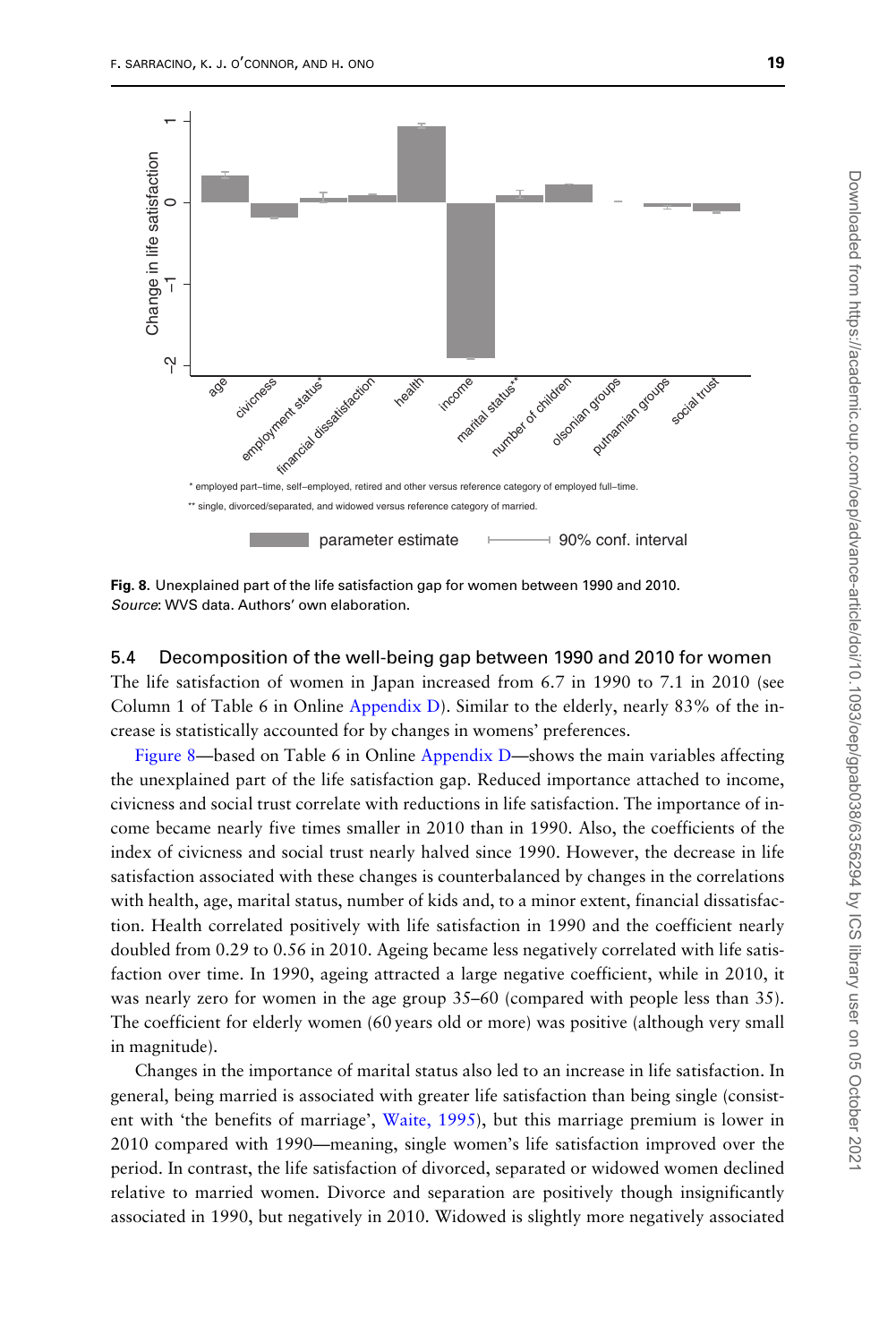**Fig. 8.** Unexplained part of the life satisfaction gap for women between 1990 and 2010.
*Source*: WVS data. Authors' own elaboration.

### 5.4 Decomposition of the well-being gap between 1990 and 2010 for women

The life satisfaction of women in Japan increased from 6.7 in 1990 to 7.1 in 2010 (see Column 1 of Table 6 in Online Appendix D). Similar to the elderly, nearly 83% of the increase is statistically accounted for by changes in womens' preferences.

Figure 8—based on Table 6 in Online Appendix D—shows the main variables affecting the unexplained part of the life satisfaction gap. Reduced importance attached to income, civicness and social trust correlate with reductions in life satisfaction. The importance of income became nearly five times smaller in 2010 than in 1990. Also, the coefficients of the index of civicness and social trust nearly halved since 1990. However, the decrease in life satisfaction associated with these changes is counterbalanced by changes in the correlations with health, age, marital status, number of kids and, to a minor extent, financial dissatisfaction. Health correlated positively with life satisfaction in 1990 and the coefficient nearly doubled from 0.29 to 0.56 in 2010. Ageing became less negatively correlated with life satisfaction over time. In 1990, ageing attracted a large negative coefficient, while in 2010, it was nearly zero for women in the age group 35–60 (compared with people less than 35). The coefficient for elderly women (60 years old or more) was positive (although very small in magnitude).

Changes in the importance of marital status also led to an increase in life satisfaction. In general, being married is associated with greater life satisfaction than being single (consistent with 'the benefits of marriage', Waite, 1995), but this marriage premium is lower in 2010 compared with 1990—meaning, single women's life satisfaction improved over the period. In contrast, the life satisfaction of divorced, separated or widowed women declined relative to married women. Divorce and separation are positively though insignificantly associated in 1990, but negatively in 2010. Widowed is slightly more negatively associated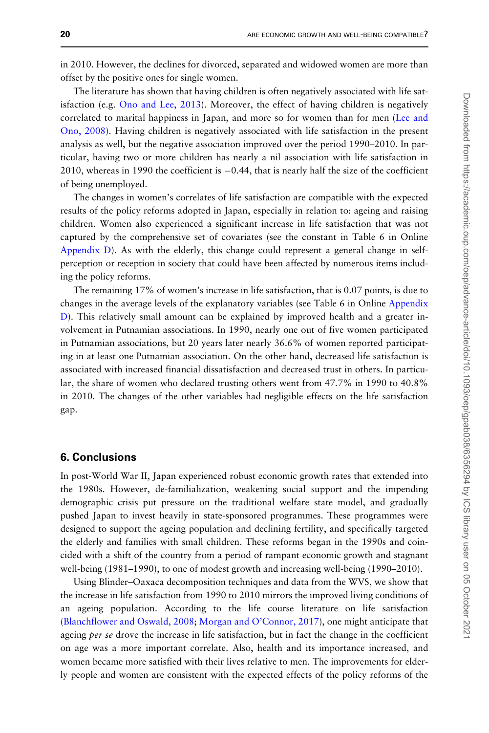in 2010. However, the declines for divorced, separated and widowed women are more than offset by the positive ones for single women.

The literature has shown that having children is often negatively associated with life satisfaction (e.g. Ono and Lee, 2013). Moreover, the effect of having children is negatively correlated to marital happiness in Japan, and more so for women than for men (Lee and Ono, 2008). Having children is negatively associated with life satisfaction in the present analysis as well, but the negative association improved over the period 1990–2010. In particular, having two or more children has nearly a nil association with life satisfaction in 2010, whereas in 1990 the coefficient is −0.44, that is nearly half the size of the coefficient of being unemployed.

The changes in women's correlates of life satisfaction are compatible with the expected results of the policy reforms adopted in Japan, especially in relation to: ageing and raising children. Women also experienced a significant increase in life satisfaction that was not captured by the comprehensive set of covariates (see the constant in Table 6 in Online Appendix D). As with the elderly, this change could represent a general change in self-perception or reception in society that could have been affected by numerous items including the policy reforms.

The remaining 17% of women's increase in life satisfaction, that is 0.07 points, is due to changes in the average levels of the explanatory variables (see Table 6 in Online Appendix D). This relatively small amount can be explained by improved health and a greater involvement in Putnamian associations. In 1990, nearly one out of five women participated in Putnamian associations, but 20 years later nearly 36.6% of women reported participating in at least one Putnamian association. On the other hand, decreased life satisfaction is associated with increased financial dissatisfaction and decreased trust in others. In particular, the share of women who declared trusting others went from 47.7% in 1990 to 40.8% in 2010. The changes of the other variables had negligible effects on the life satisfaction gap.

## 6. Conclusions

In post-World War II, Japan experienced robust economic growth rates that extended into the 1980s. However, de-familialization, weakening social support and the impending demographic crisis put pressure on the traditional welfare state model, and gradually pushed Japan to invest heavily in state-sponsored programmes. These programmes were designed to support the ageing population and declining fertility, and specifically targeted the elderly and families with small children. These reforms began in the 1990s and coincided with a shift of the country from a period of rampant economic growth and stagnant well-being (1981–1990), to one of modest growth and increasing well-being (1990–2010).

Using Blinder–Oaxaca decomposition techniques and data from the WVS, we show that the increase in life satisfaction from 1990 to 2010 mirrors the improved living conditions of an ageing population. According to the life course literature on life satisfaction (Blanchflower and Oswald, 2008; Morgan and O'Connor, 2017), one might anticipate that ageing *per se* drove the increase in life satisfaction, but in fact the change in the coefficient on age was a more important correlate. Also, health and its importance increased, and women became more satisfied with their lives relative to men. The improvements for elderly people and women are consistent with the expected effects of the policy reforms of the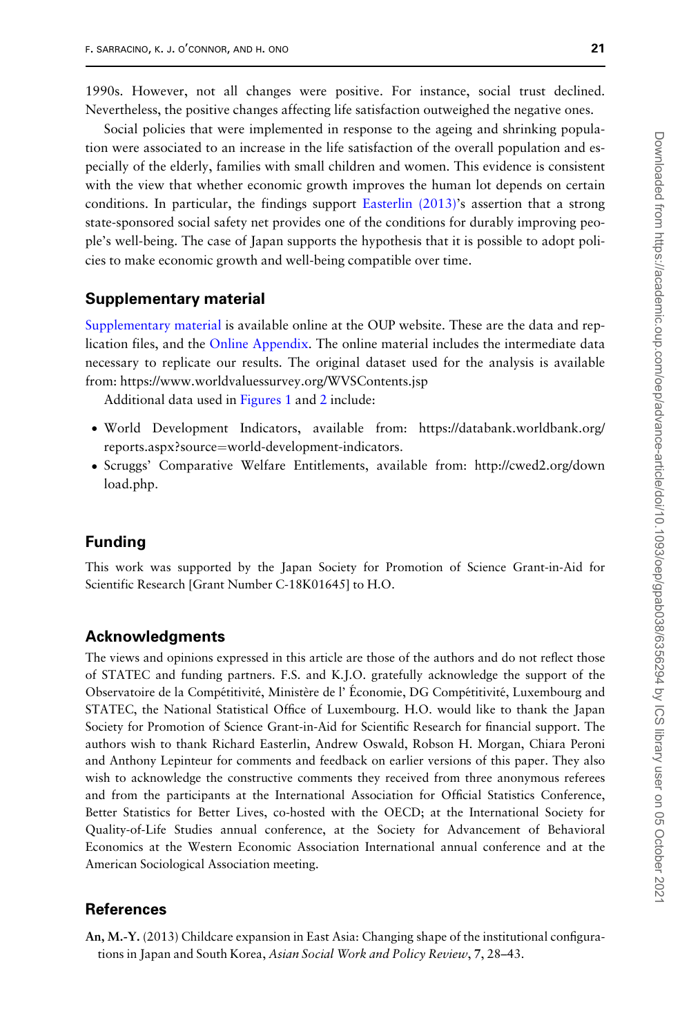1990s. However, not all changes were positive. For instance, social trust declined. Nevertheless, the positive changes affecting life satisfaction outweighed the negative ones.

Social policies that were implemented in response to the ageing and shrinking population were associated to an increase in the life satisfaction of the overall population and especially of the elderly, families with small children and women. This evidence is consistent with the view that whether economic growth improves the human lot depends on certain conditions. In particular, the findings support Easterlin (2013)'s assertion that a strong state-sponsored social safety net provides one of the conditions for durably improving people's well-being. The case of Japan supports the hypothesis that it is possible to adopt policies to make economic growth and well-being compatible over time.

## Supplementary material

Supplementary material is available online at the OUP website. These are the data and replication files, and the Online Appendix. The online material includes the intermediate data necessary to replicate our results. The original dataset used for the analysis is available from: https://www.worldvaluessurvey.org/WVSContents.jsp

Additional data used in Figures 1 and 2 include:

- World Development Indicators, available from: https://databank.worldbank.org/reports.aspx?source=world-development-indicators.
- Scruggs' Comparative Welfare Entitlements, available from: http://cwed2.org/download.php.

## Funding

This work was supported by the Japan Society for Promotion of Science Grant-in-Aid for Scientific Research [Grant Number C-18K01645] to H.O.

## Acknowledgments

The views and opinions expressed in this article are those of the authors and do not reflect those of STATEC and funding partners. F.S. and K.J.O. gratefully acknowledge the support of the Observatoire de la Compétitivité, Ministère de l' Économie, DG Compétitivité, Luxembourg and STATEC, the National Statistical Office of Luxembourg. H.O. would like to thank the Japan Society for Promotion of Science Grant-in-Aid for Scientific Research for financial support. The authors wish to thank Richard Easterlin, Andrew Oswald, Robson H. Morgan, Chiara Peroni and Anthony Lepinteur for comments and feedback on earlier versions of this paper. They also wish to acknowledge the constructive comments they received from three anonymous referees and from the participants at the International Association for Official Statistics Conference, Better Statistics for Better Lives, co-hosted with the OECD; at the International Society for Quality-of-Life Studies annual conference, at the Society for Advancement of Behavioral Economics at the Western Economic Association International annual conference and at the American Sociological Association meeting.

## References

**An, M.-Y.** (2013) Childcare expansion in East Asia: Changing shape of the institutional configurations in Japan and South Korea, *Asian Social Work and Policy Review*, 7, 28–43.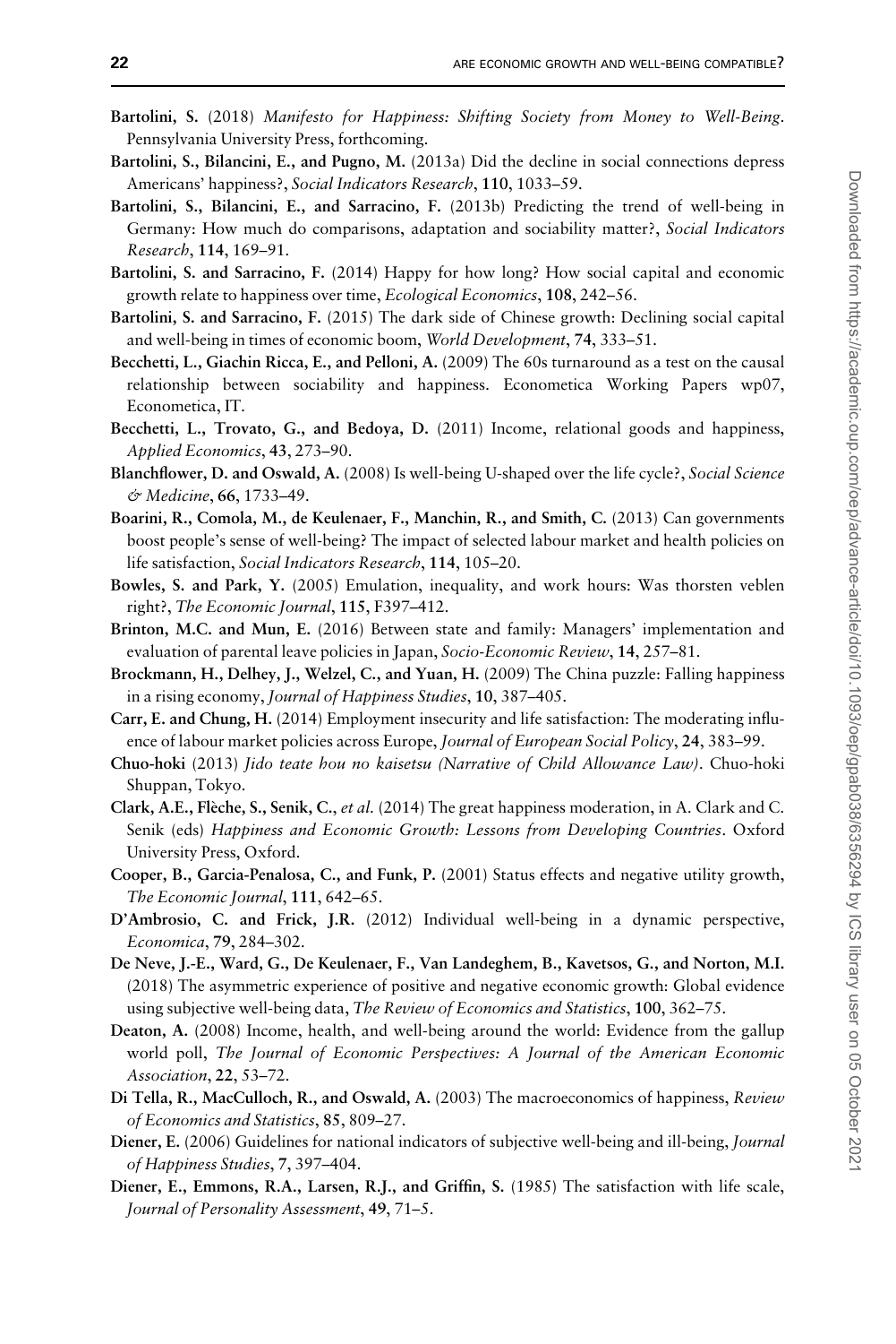**Bartolini, S.** (2018) *Manifesto for Happiness: Shifting Society from Money to Well-Being*. Pennsylvania University Press, forthcoming.

**Bartolini, S., Bilancini, E., and Pugno, M.** (2013a) Did the decline in social connections depress Americans' happiness?, *Social Indicators Research*, **110**, 1033–59.

**Bartolini, S., Bilancini, E., and Sarracino, F.** (2013b) Predicting the trend of well-being in Germany: How much do comparisons, adaptation and sociability matter?, *Social Indicators Research*, **114**, 169–91.

**Bartolini, S. and Sarracino, F.** (2014) Happy for how long? How social capital and economic growth relate to happiness over time, *Ecological Economics*, **108**, 242–56.

**Bartolini, S. and Sarracino, F.** (2015) The dark side of Chinese growth: Declining social capital and well-being in times of economic boom, *World Development*, **74**, 333–51.

**Becchetti, L., Giachin Ricca, E., and Pelloni, A.** (2009) The 60s turnaround as a test on the causal relationship between sociability and happiness. Econometica Working Papers wp07, Econometica, IT.

**Becchetti, L., Trovato, G., and Bedoya, D.** (2011) Income, relational goods and happiness, *Applied Economics*, **43**, 273–90.

**Blanchflower, D. and Oswald, A.** (2008) Is well-being U-shaped over the life cycle?, *Social Science & Medicine*, **66**, 1733–49.

**Boarini, R., Comola, M., de Keulenaer, F., Manchin, R., and Smith, C.** (2013) Can governments boost people's sense of well-being? The impact of selected labour market and health policies on life satisfaction, *Social Indicators Research*, **114**, 105–20.

**Bowles, S. and Park, Y.** (2005) Emulation, inequality, and work hours: Was thorsten veblen right?, *The Economic Journal*, **115**, F397–412.

**Brinton, M.C. and Mun, E.** (2016) Between state and family: Managers' implementation and evaluation of parental leave policies in Japan, *Socio-Economic Review*, **14**, 257–81.

**Brockmann, H., Delhey, J., Welzel, C., and Yuan, H.** (2009) The China puzzle: Falling happiness in a rising economy, *Journal of Happiness Studies*, **10**, 387–405.

**Carr, E. and Chung, H.** (2014) Employment insecurity and life satisfaction: The moderating influence of labour market policies across Europe, *Journal of European Social Policy*, **24**, 383–99.

**Chuo-hoki** (2013) *Jido teate hou no kaisetsu (Narrative of Child Allowance Law)*. Chuo-hoki Shuppan, Tokyo.

**Clark, A.E., Flèche, S., Senik, C.,** *et al.* (2014) The great happiness moderation, in A. Clark and C. Senik (eds) *Happiness and Economic Growth: Lessons from Developing Countries*. Oxford University Press, Oxford.

**Cooper, B., Garcia-Penalosa, C., and Funk, P.** (2001) Status effects and negative utility growth, *The Economic Journal*, **111**, 642–65.

**D'Ambrosio, C. and Frick, J.R.** (2012) Individual well-being in a dynamic perspective, *Economica*, **79**, 284–302.

**De Neve, J.-E., Ward, G., De Keulenaer, F., Van Landeghem, B., Kavetsos, G., and Norton, M.I.** (2018) The asymmetric experience of positive and negative economic growth: Global evidence using subjective well-being data, *The Review of Economics and Statistics*, **100**, 362–75.

**Deaton, A.** (2008) Income, health, and well-being around the world: Evidence from the gallup world poll, *The Journal of Economic Perspectives: A Journal of the American Economic Association*, **22**, 53–72.

**Di Tella, R., MacCulloch, R., and Oswald, A.** (2003) The macroeconomics of happiness, *Review of Economics and Statistics*, **85**, 809–27.

**Diener, E.** (2006) Guidelines for national indicators of subjective well-being and ill-being, *Journal of Happiness Studies*, **7**, 397–404.

**Diener, E., Emmons, R.A., Larsen, R.J., and Griffin, S.** (1985) The satisfaction with life scale, *Journal of Personality Assessment*, **49**, 71–5.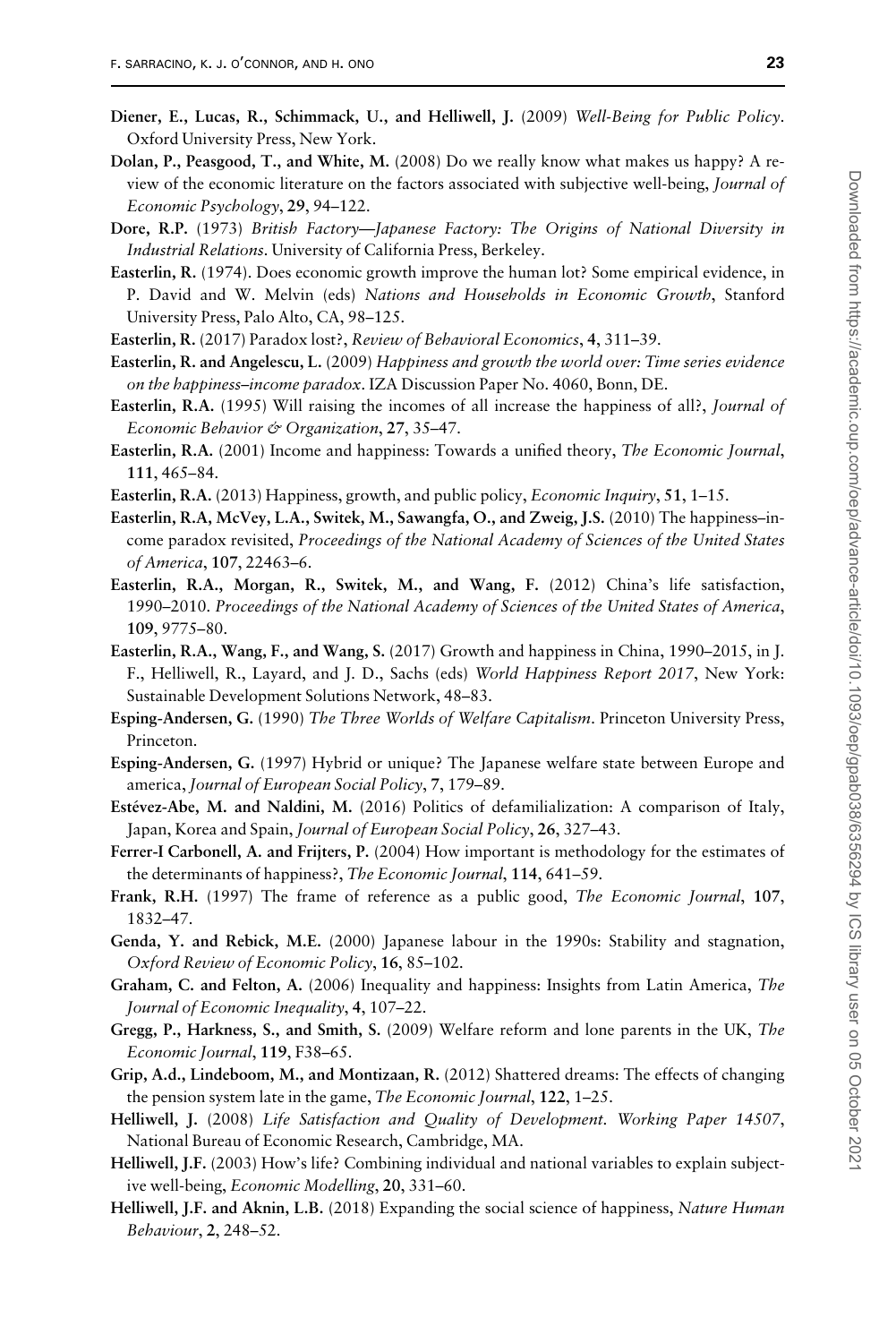**Diener, E., Lucas, R., Schimmack, U., and Helliwell, J.** (2009) *Well-Being for Public Policy*. Oxford University Press, New York.

**Dolan, P., Peasgood, T., and White, M.** (2008) Do we really know what makes us happy? A review of the economic literature on the factors associated with subjective well-being, *Journal of Economic Psychology*, **29**, 94–122.

**Dore, R.P.** (1973) *British Factory—Japanese Factory: The Origins of National Diversity in Industrial Relations*. University of California Press, Berkeley.

**Easterlin, R.** (1974). Does economic growth improve the human lot? Some empirical evidence, in P. David and W. Melvin (eds) *Nations and Households in Economic Growth*, Stanford University Press, Palo Alto, CA, 98–125.

**Easterlin, R.** (2017) Paradox lost?, *Review of Behavioral Economics*, **4**, 311–39.

**Easterlin, R. and Angelescu, L.** (2009) *Happiness and growth the world over: Time series evidence on the happiness–income paradox*. IZA Discussion Paper No. 4060, Bonn, DE.

**Easterlin, R.A.** (1995) Will raising the incomes of all increase the happiness of all?, *Journal of Economic Behavior & Organization*, **27**, 35–47.

**Easterlin, R.A.** (2001) Income and happiness: Towards a unified theory, *The Economic Journal*, **111**, 465–84.

**Easterlin, R.A.** (2013) Happiness, growth, and public policy, *Economic Inquiry*, **51**, 1–15.

**Easterlin, R.A, McVey, L.A., Switek, M., Sawangfa, O., and Zweig, J.S.** (2010) The happiness–income paradox revisited, *Proceedings of the National Academy of Sciences of the United States of America*, **107**, 22463–6.

**Easterlin, R.A., Morgan, R., Switek, M., and Wang, F.** (2012) China's life satisfaction, 1990–2010. *Proceedings of the National Academy of Sciences of the United States of America*, **109**, 9775–80.

**Easterlin, R.A., Wang, F., and Wang, S.** (2017) Growth and happiness in China, 1990–2015, in J. F., Helliwell, R., Layard, and J. D., Sachs (eds) *World Happiness Report 2017*, New York: Sustainable Development Solutions Network, 48–83.

**Esping-Andersen, G.** (1990) *The Three Worlds of Welfare Capitalism*. Princeton University Press, Princeton.

**Esping-Andersen, G.** (1997) Hybrid or unique? The Japanese welfare state between Europe and america, *Journal of European Social Policy*, **7**, 179–89.

**Estévez-Abe, M. and Naldini, M.** (2016) Politics of defamilialization: A comparison of Italy, Japan, Korea and Spain, *Journal of European Social Policy*, **26**, 327–43.

**Ferrer-I Carbonell, A. and Frijters, P.** (2004) How important is methodology for the estimates of the determinants of happiness?, *The Economic Journal*, **114**, 641–59.

**Frank, R.H.** (1997) The frame of reference as a public good, *The Economic Journal*, **107**, 1832–47.

**Genda, Y. and Rebick, M.E.** (2000) Japanese labour in the 1990s: Stability and stagnation, *Oxford Review of Economic Policy*, **16**, 85–102.

**Graham, C. and Felton, A.** (2006) Inequality and happiness: Insights from Latin America, *The Journal of Economic Inequality*, **4**, 107–22.

**Gregg, P., Harkness, S., and Smith, S.** (2009) Welfare reform and lone parents in the UK, *The Economic Journal*, **119**, F38–65.

**Grip, A.d., Lindeboom, M., and Montizaan, R.** (2012) Shattered dreams: The effects of changing the pension system late in the game, *The Economic Journal*, **122**, 1–25.

**Helliwell, J.** (2008) *Life Satisfaction and Quality of Development. Working Paper 14507*, National Bureau of Economic Research, Cambridge, MA.

**Helliwell, J.F.** (2003) How's life? Combining individual and national variables to explain subjective well-being, *Economic Modelling*, **20**, 331–60.

**Helliwell, J.F. and Aknin, L.B.** (2018) Expanding the social science of happiness, *Nature Human Behaviour*, **2**, 248–52.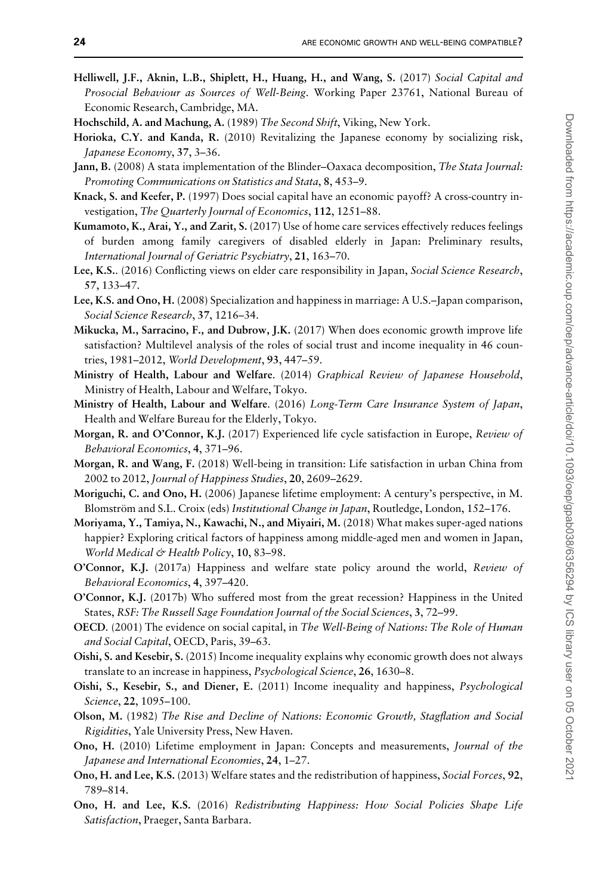**Helliwell, J.F., Aknin, L.B., Shiplett, H., Huang, H., and Wang, S.** (2017) *Social Capital and Prosocial Behaviour as Sources of Well-Being*. Working Paper 23761, National Bureau of Economic Research, Cambridge, MA.

**Hochschild, A. and Machung, A.** (1989) *The Second Shift*, Viking, New York.

**Horioka, C.Y. and Kanda, R.** (2010) Revitalizing the Japanese economy by socializing risk, *Japanese Economy*, **37**, 3–36.

**Jann, B.** (2008) A stata implementation of the Blinder–Oaxaca decomposition, *The Stata Journal: Promoting Communications on Statistics and Stata*, **8**, 453–9.

**Knack, S. and Keefer, P.** (1997) Does social capital have an economic payoff? A cross-country investigation, *The Quarterly Journal of Economics*, **112**, 1251–88.

**Kumamoto, K., Arai, Y., and Zarit, S.** (2017) Use of home care services effectively reduces feelings of burden among family caregivers of disabled elderly in Japan: Preliminary results, *International Journal of Geriatric Psychiatry*, **21**, 163–70.

**Lee, K.S.**. (2016) Conflicting views on elder care responsibility in Japan, *Social Science Research*, **57**, 133–47.

**Lee, K.S. and Ono, H.** (2008) Specialization and happiness in marriage: A U.S.–Japan comparison, *Social Science Research*, **37**, 1216–34.

**Mikucka, M., Sarracino, F., and Dubrow, J.K.** (2017) When does economic growth improve life satisfaction? Multilevel analysis of the roles of social trust and income inequality in 46 countries, 1981–2012, *World Development*, **93**, 447–59.

**Ministry of Health, Labour and Welfare**. (2014) *Graphical Review of Japanese Household*, Ministry of Health, Labour and Welfare, Tokyo.

**Ministry of Health, Labour and Welfare**. (2016) *Long-Term Care Insurance System of Japan*, Health and Welfare Bureau for the Elderly, Tokyo.

**Morgan, R. and O'Connor, K.J.** (2017) Experienced life cycle satisfaction in Europe, *Review of Behavioral Economics*, **4**, 371–96.

**Morgan, R. and Wang, F.** (2018) Well-being in transition: Life satisfaction in urban China from 2002 to 2012, *Journal of Happiness Studies*, **20**, 2609–2629.

**Moriguchi, C. and Ono, H.** (2006) Japanese lifetime employment: A century's perspective, in M. Blomström and S.L. Croix (eds) *Institutional Change in Japan*, Routledge, London, 152–176.

**Moriyama, Y., Tamiya, N., Kawachi, N., and Miyairi, M.** (2018) What makes super-aged nations happier? Exploring critical factors of happiness among middle-aged men and women in Japan, *World Medical & Health Policy*, **10**, 83–98.

**O'Connor, K.J.** (2017a) Happiness and welfare state policy around the world, *Review of Behavioral Economics*, **4**, 397–420.

**O'Connor, K.J.** (2017b) Who suffered most from the great recession? Happiness in the United States, *RSF: The Russell Sage Foundation Journal of the Social Sciences*, **3**, 72–99.

**OECD**. (2001) The evidence on social capital, in *The Well-Being of Nations: The Role of Human and Social Capital*, OECD, Paris, 39–63.

**Oishi, S. and Kesebir, S.** (2015) Income inequality explains why economic growth does not always translate to an increase in happiness, *Psychological Science*, **26**, 1630–8.

**Oishi, S., Kesebir, S., and Diener, E.** (2011) Income inequality and happiness, *Psychological Science*, **22**, 1095–100.

**Olson, M.** (1982) *The Rise and Decline of Nations: Economic Growth, Stagflation and Social Rigidities*, Yale University Press, New Haven.

**Ono, H.** (2010) Lifetime employment in Japan: Concepts and measurements, *Journal of the Japanese and International Economies*, **24**, 1–27.

**Ono, H. and Lee, K.S.** (2013) Welfare states and the redistribution of happiness, *Social Forces*, **92**, 789–814.

**Ono, H. and Lee, K.S.** (2016) *Redistributing Happiness: How Social Policies Shape Life Satisfaction*, Praeger, Santa Barbara.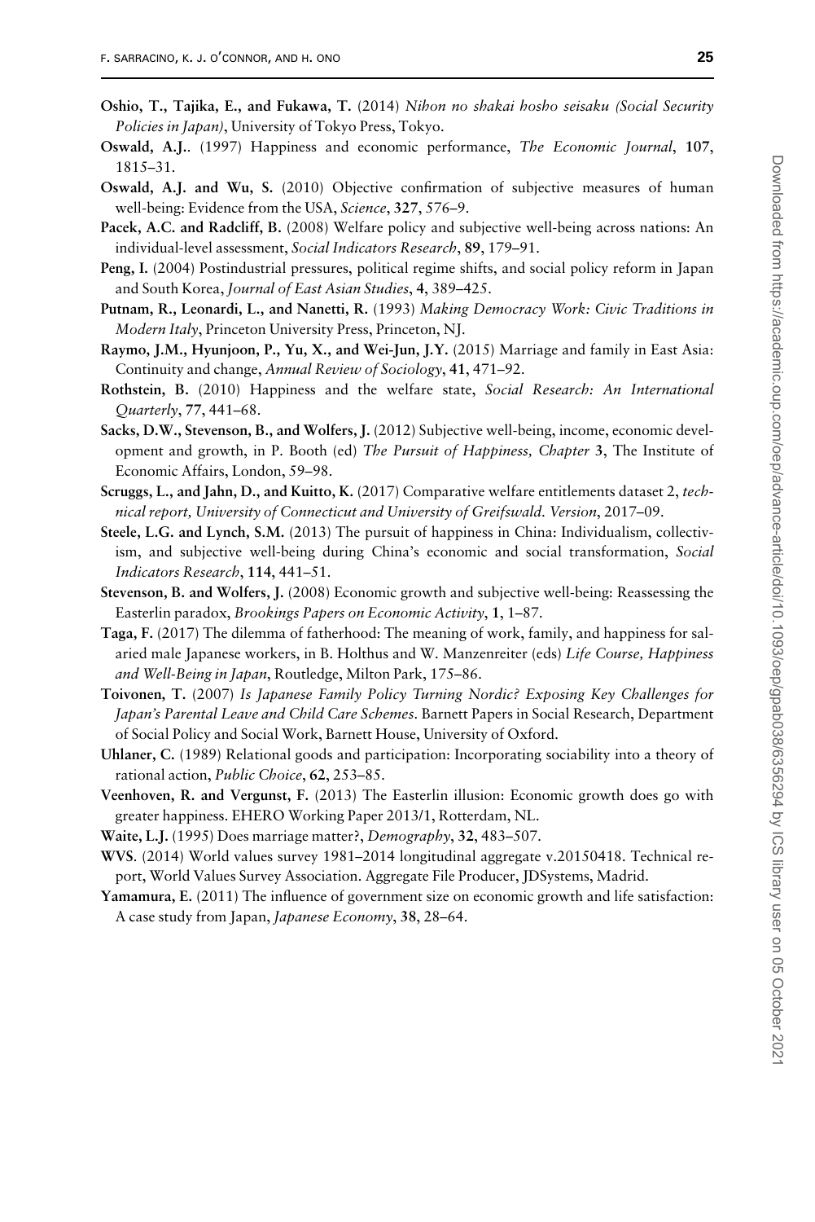**Oshio, T., Tajika, E., and Fukawa, T.** (2014) *Nihon no shakai hosho seisaku (Social Security Policies in Japan)*, University of Tokyo Press, Tokyo.

**Oswald, A.J.**. (1997) Happiness and economic performance, *The Economic Journal*, **107**, 1815–31.

**Oswald, A.J. and Wu, S.** (2010) Objective confirmation of subjective measures of human well-being: Evidence from the USA, *Science*, **327**, 576–9.

**Pacek, A.C. and Radcliff, B.** (2008) Welfare policy and subjective well-being across nations: An individual-level assessment, *Social Indicators Research*, **89**, 179–91.

**Peng, I.** (2004) Postindustrial pressures, political regime shifts, and social policy reform in Japan and South Korea, *Journal of East Asian Studies*, **4**, 389–425.

**Putnam, R., Leonardi, L., and Nanetti, R.** (1993) *Making Democracy Work: Civic Traditions in Modern Italy*, Princeton University Press, Princeton, NJ.

**Raymo, J.M., Hyunjoon, P., Yu, X., and Wei-Jun, J.Y.** (2015) Marriage and family in East Asia: Continuity and change, *Annual Review of Sociology*, **41**, 471–92.

**Rothstein, B.** (2010) Happiness and the welfare state, *Social Research: An International Quarterly*, **77**, 441–68.

**Sacks, D.W., Stevenson, B., and Wolfers, J.** (2012) Subjective well-being, income, economic development and growth, in P. Booth (ed) *The Pursuit of Happiness, Chapter* **3**, The Institute of Economic Affairs, London, 59–98.

**Scruggs, L., and Jahn, D., and Kuitto, K.** (2017) Comparative welfare entitlements dataset 2, *technical report, University of Connecticut and University of Greifswald. Version*, 2017–09.

**Steele, L.G. and Lynch, S.M.** (2013) The pursuit of happiness in China: Individualism, collectivism, and subjective well-being during China's economic and social transformation, *Social Indicators Research*, **114**, 441–51.

**Stevenson, B. and Wolfers, J.** (2008) Economic growth and subjective well-being: Reassessing the Easterlin paradox, *Brookings Papers on Economic Activity*, **1**, 1–87.

**Taga, F.** (2017) The dilemma of fatherhood: The meaning of work, family, and happiness for salaried male Japanese workers, in B. Holthus and W. Manzenreiter (eds) *Life Course, Happiness and Well-Being in Japan*, Routledge, Milton Park, 175–86.

**Toivonen, T.** (2007) *Is Japanese Family Policy Turning Nordic? Exposing Key Challenges for Japan's Parental Leave and Child Care Schemes*. Barnett Papers in Social Research, Department of Social Policy and Social Work, Barnett House, University of Oxford.

**Uhlaner, C.** (1989) Relational goods and participation: Incorporating sociability into a theory of rational action, *Public Choice*, **62**, 253–85.

**Veenhoven, R. and Vergunst, F.** (2013) The Easterlin illusion: Economic growth does go with greater happiness. EHERO Working Paper 2013/1, Rotterdam, NL.

**Waite, L.J.** (1995) Does marriage matter?, *Demography*, **32**, 483–507.

**WVS**. (2014) World values survey 1981–2014 longitudinal aggregate v.20150418. Technical report, World Values Survey Association. Aggregate File Producer, JDSystems, Madrid.

**Yamamura, E.** (2011) The influence of government size on economic growth and life satisfaction: A case study from Japan, *Japanese Economy*, **38**, 28–64.